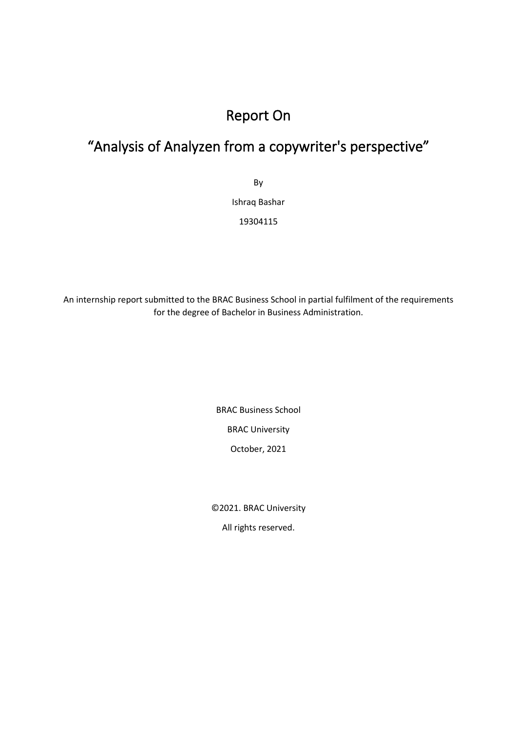# Report On

# "Analysis of Analyzen from a copywriter's perspective"

By

Ishraq Bashar

19304115

An internship report submitted to the BRAC Business School in partial fulfilment of the requirements for the degree of Bachelor in Business Administration.

BRAC Business School

BRAC University

October, 2021

©2021. BRAC University

All rights reserved.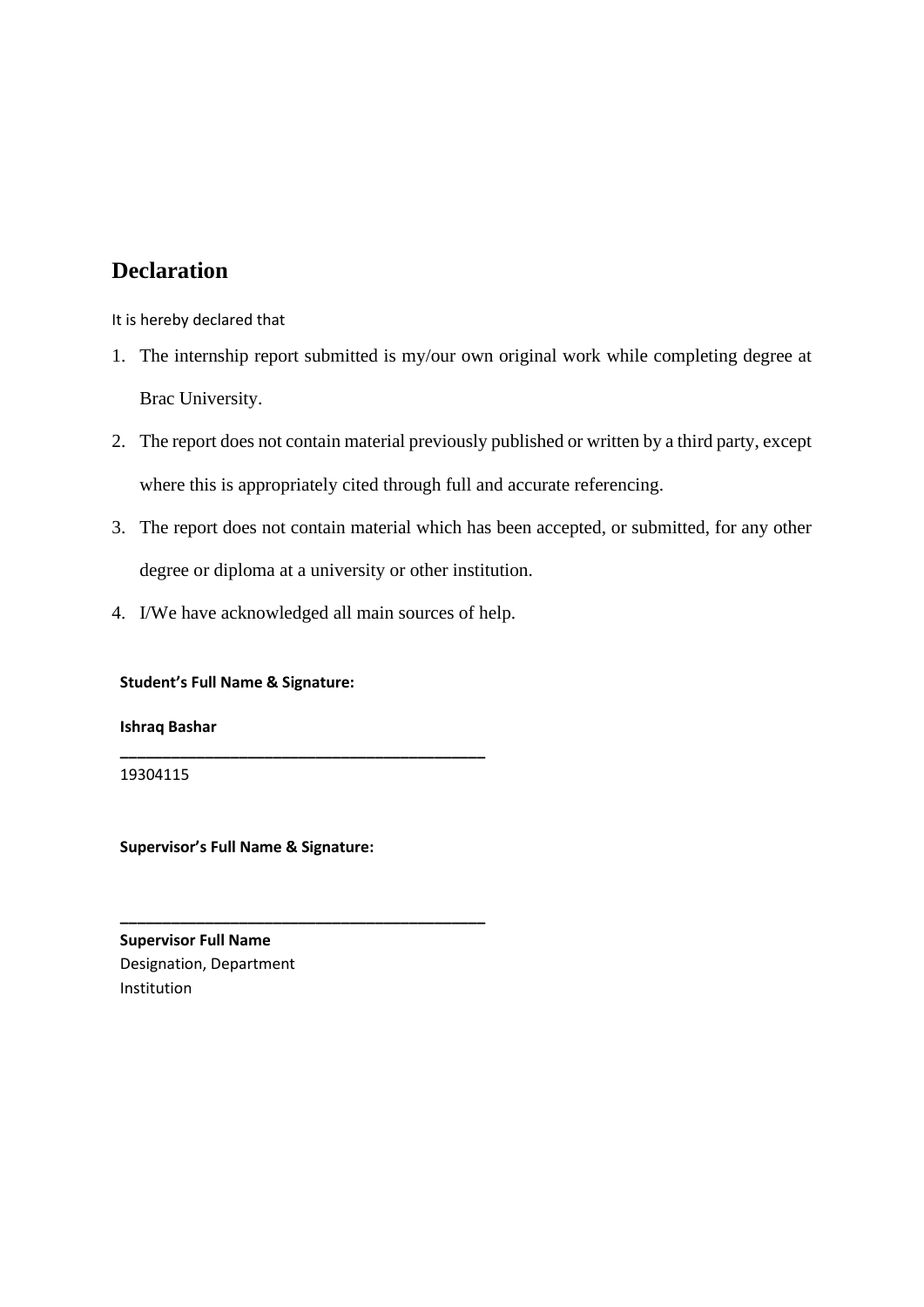# Declaration

It is hereby declared that

1. The internship report submitted is my/our own original work while completing degree at Brac University.
2. The report does not contain material previously published or written by a third party, except where this is appropriately cited through full and accurate referencing.
3. The report does not contain material which has been accepted, or submitted, for any other degree or diploma at a university or other institution.
4. I/We have acknowledged all main sources of help.

**Student's Full Name & Signature:**

**Ishraq Bashar**

___________________________________________

19304115

**Supervisor's Full Name & Signature:**

___________________________________________

**Supervisor Full Name**
Designation, Department
Institution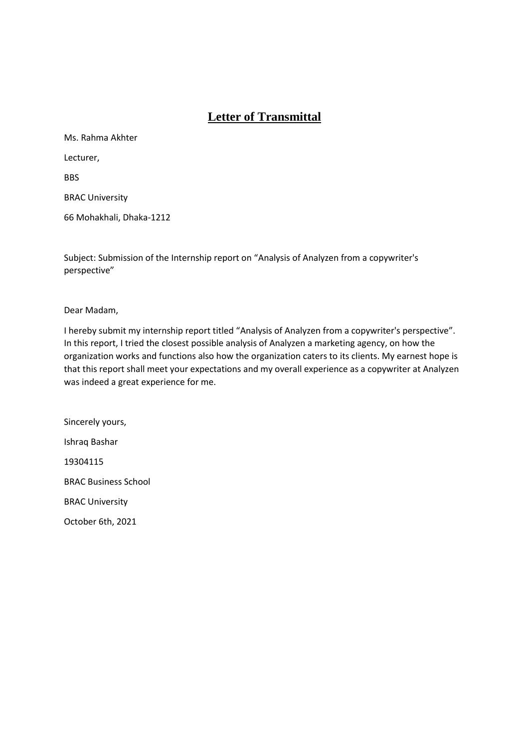# Letter of Transmittal

Ms. Rahma Akhter

Lecturer,

BBS

BRAC University

66 Mohakhali, Dhaka-1212

Subject: Submission of the Internship report on "Analysis of Analyzen from a copywriter's perspective"

Dear Madam,

I hereby submit my internship report titled "Analysis of Analyzen from a copywriter's perspective". In this report, I tried the closest possible analysis of Analyzen a marketing agency, on how the organization works and functions also how the organization caters to its clients. My earnest hope is that this report shall meet your expectations and my overall experience as a copywriter at Analyzen was indeed a great experience for me.

Sincerely yours,

Ishraq Bashar

19304115

BRAC Business School

BRAC University

October 6th, 2021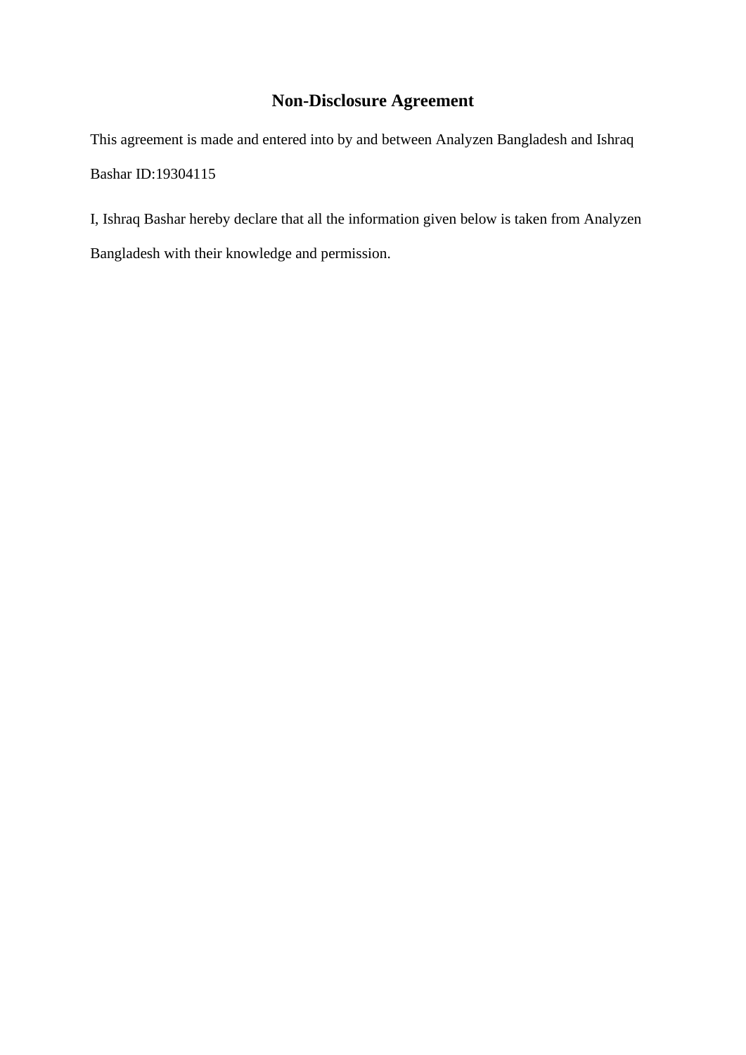# Non-Disclosure Agreement

This agreement is made and entered into by and between Analyzen Bangladesh and Ishraq Bashar ID:19304115

I, Ishraq Bashar hereby declare that all the information given below is taken from Analyzen Bangladesh with their knowledge and permission.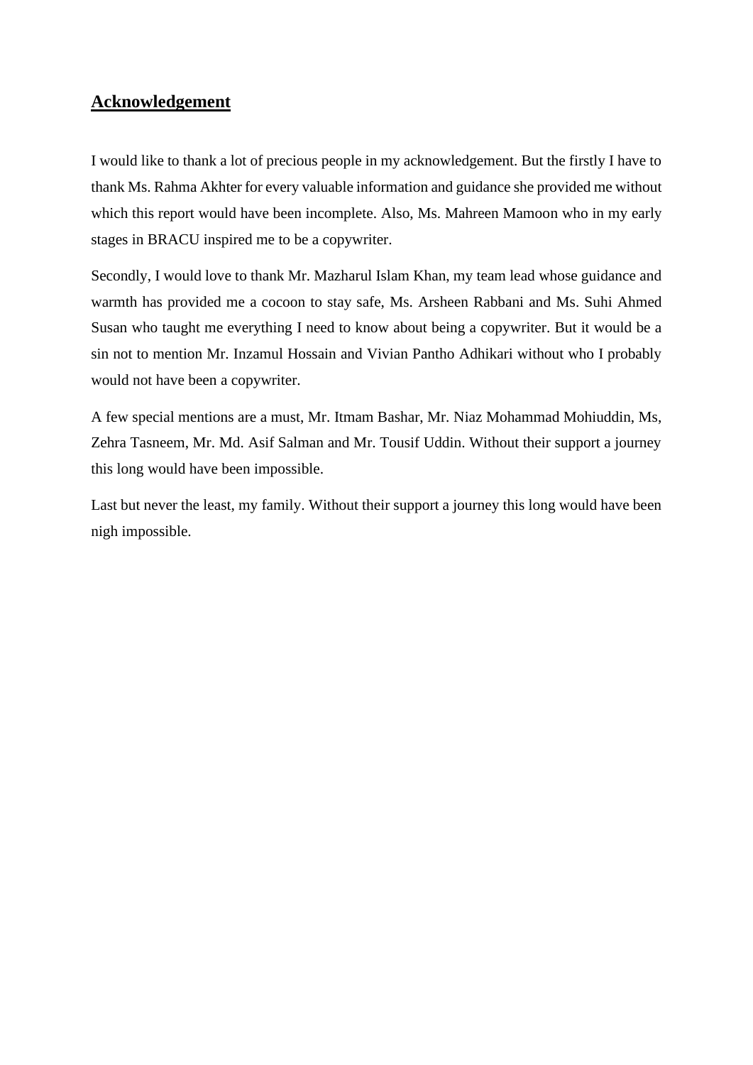## Acknowledgement

I would like to thank a lot of precious people in my acknowledgement. But the firstly I have to thank Ms. Rahma Akhter for every valuable information and guidance she provided me without which this report would have been incomplete. Also, Ms. Mahreen Mamoon who in my early stages in BRACU inspired me to be a copywriter.

Secondly, I would love to thank Mr. Mazharul Islam Khan, my team lead whose guidance and warmth has provided me a cocoon to stay safe, Ms. Arsheen Rabbani and Ms. Suhi Ahmed Susan who taught me everything I need to know about being a copywriter. But it would be a sin not to mention Mr. Inzamul Hossain and Vivian Pantho Adhikari without who I probably would not have been a copywriter.

A few special mentions are a must, Mr. Itmam Bashar, Mr. Niaz Mohammad Mohiuddin, Ms, Zehra Tasneem, Mr. Md. Asif Salman and Mr. Tousif Uddin. Without their support a journey this long would have been impossible.

Last but never the least, my family. Without their support a journey this long would have been nigh impossible.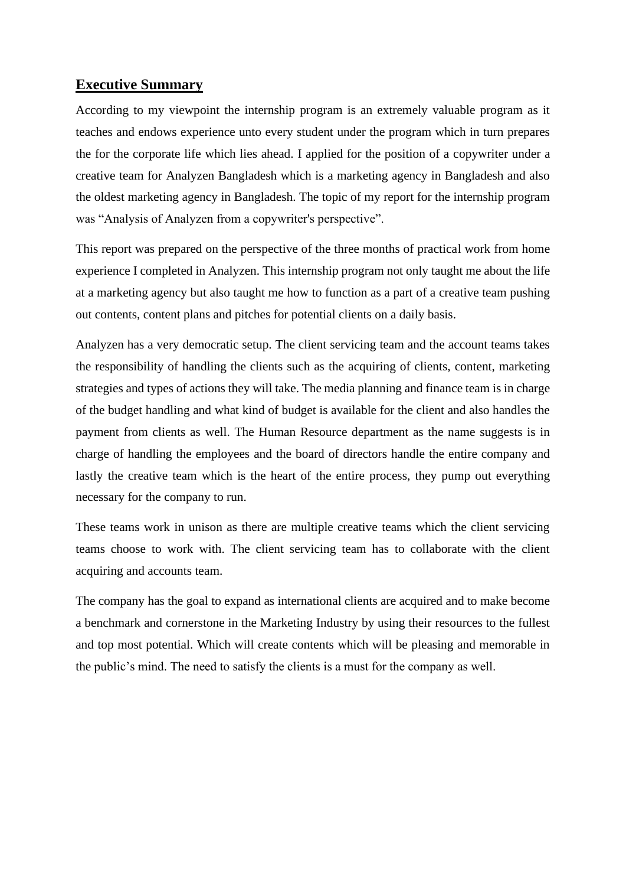## Executive Summary

According to my viewpoint the internship program is an extremely valuable program as it teaches and endows experience unto every student under the program which in turn prepares the for the corporate life which lies ahead. I applied for the position of a copywriter under a creative team for Analyzen Bangladesh which is a marketing agency in Bangladesh and also the oldest marketing agency in Bangladesh. The topic of my report for the internship program was "Analysis of Analyzen from a copywriter's perspective".

This report was prepared on the perspective of the three months of practical work from home experience I completed in Analyzen. This internship program not only taught me about the life at a marketing agency but also taught me how to function as a part of a creative team pushing out contents, content plans and pitches for potential clients on a daily basis.

Analyzen has a very democratic setup. The client servicing team and the account teams takes the responsibility of handling the clients such as the acquiring of clients, content, marketing strategies and types of actions they will take. The media planning and finance team is in charge of the budget handling and what kind of budget is available for the client and also handles the payment from clients as well. The Human Resource department as the name suggests is in charge of handling the employees and the board of directors handle the entire company and lastly the creative team which is the heart of the entire process, they pump out everything necessary for the company to run.

These teams work in unison as there are multiple creative teams which the client servicing teams choose to work with. The client servicing team has to collaborate with the client acquiring and accounts team.

The company has the goal to expand as international clients are acquired and to make become a benchmark and cornerstone in the Marketing Industry by using their resources to the fullest and top most potential. Which will create contents which will be pleasing and memorable in the public's mind. The need to satisfy the clients is a must for the company as well.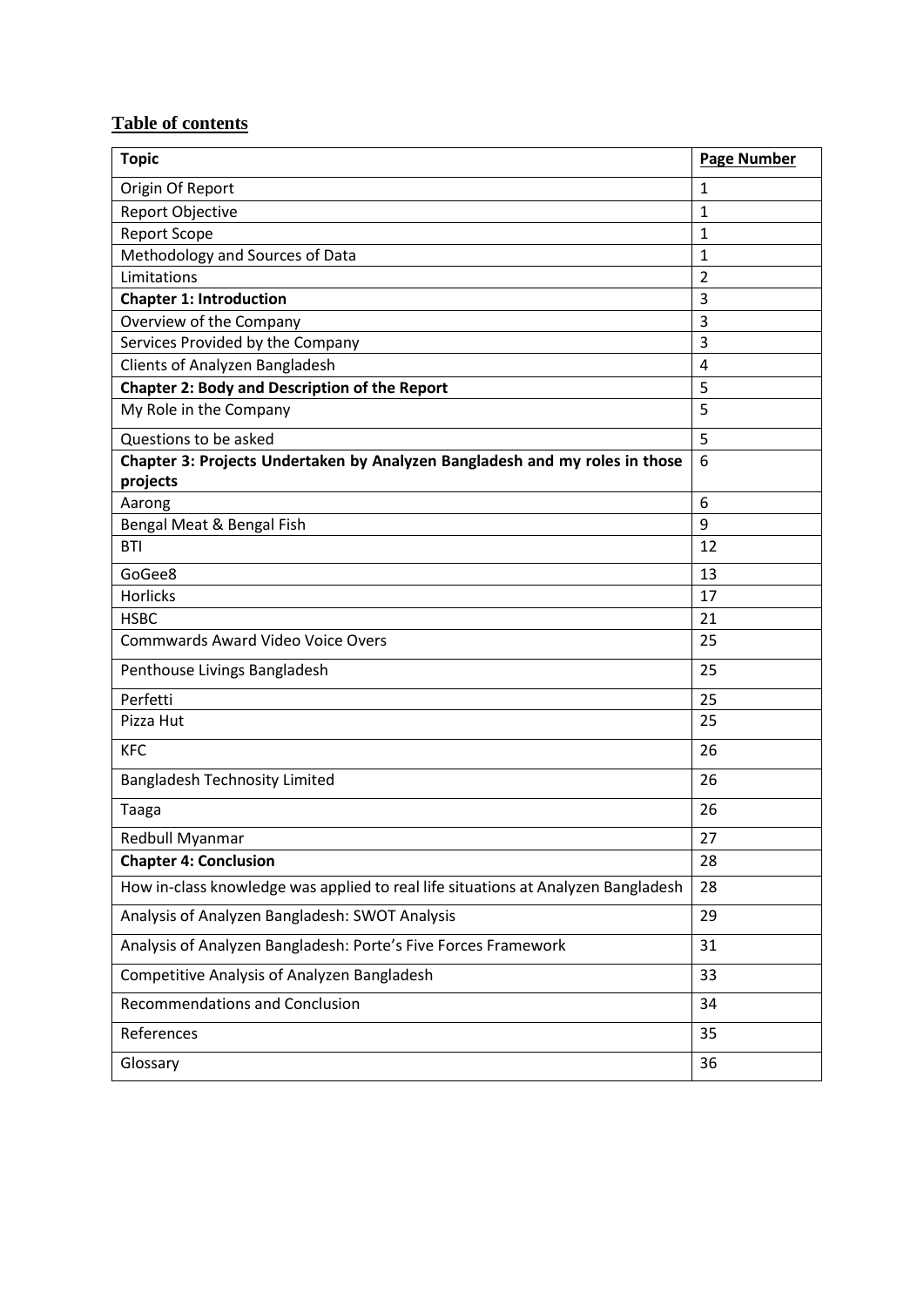# Table of contents

| **Topic** | **Page Number** |
|---|---|
| Origin Of Report | 1 |
| Report Objective | 1 |
| Report Scope | 1 |
| Methodology and Sources of Data | 1 |
| Limitations | 2 |
| **Chapter 1: Introduction** | 3 |
| Overview of the Company | 3 |
| Services Provided by the Company | 3 |
| Clients of Analyzen Bangladesh | 4 |
| **Chapter 2: Body and Description of the Report** | 5 |
| My Role in the Company | 5 |
| Questions to be asked | 5 |
| **Chapter 3: Projects Undertaken by Analyzen Bangladesh and my roles in those projects** | 6 |
| Aarong | 6 |
| Bengal Meat & Bengal Fish | 9 |
| BTI | 12 |
| GoGee8 | 13 |
| Horlicks | 17 |
| HSBC | 21 |
| Commwards Award Video Voice Overs | 25 |
| Penthouse Livings Bangladesh | 25 |
| Perfetti | 25 |
| Pizza Hut | 25 |
| KFC | 26 |
| Bangladesh Technosity Limited | 26 |
| Taaga | 26 |
| Redbull Myanmar | 27 |
| **Chapter 4: Conclusion** | 28 |
| How in-class knowledge was applied to real life situations at Analyzen Bangladesh | 28 |
| Analysis of Analyzen Bangladesh: SWOT Analysis | 29 |
| Analysis of Analyzen Bangladesh: Porte's Five Forces Framework | 31 |
| Competitive Analysis of Analyzen Bangladesh | 33 |
| Recommendations and Conclusion | 34 |
| References | 35 |
| Glossary | 36 |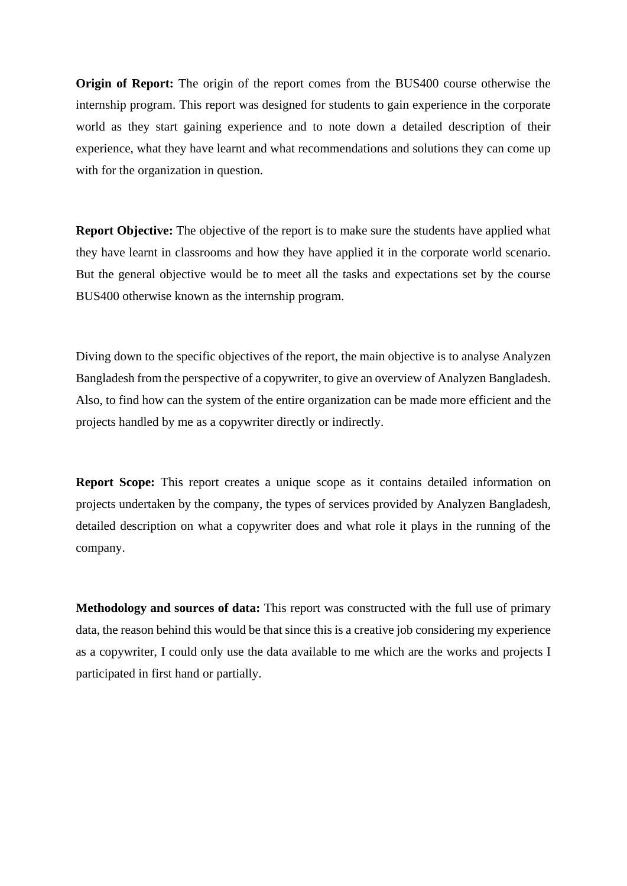**Origin of Report:** The origin of the report comes from the BUS400 course otherwise the internship program. This report was designed for students to gain experience in the corporate world as they start gaining experience and to note down a detailed description of their experience, what they have learnt and what recommendations and solutions they can come up with for the organization in question.

**Report Objective:** The objective of the report is to make sure the students have applied what they have learnt in classrooms and how they have applied it in the corporate world scenario. But the general objective would be to meet all the tasks and expectations set by the course BUS400 otherwise known as the internship program.

Diving down to the specific objectives of the report, the main objective is to analyse Analyzen Bangladesh from the perspective of a copywriter, to give an overview of Analyzen Bangladesh. Also, to find how can the system of the entire organization can be made more efficient and the projects handled by me as a copywriter directly or indirectly.

**Report Scope:** This report creates a unique scope as it contains detailed information on projects undertaken by the company, the types of services provided by Analyzen Bangladesh, detailed description on what a copywriter does and what role it plays in the running of the company.

**Methodology and sources of data:** This report was constructed with the full use of primary data, the reason behind this would be that since this is a creative job considering my experience as a copywriter, I could only use the data available to me which are the works and projects I participated in first hand or partially.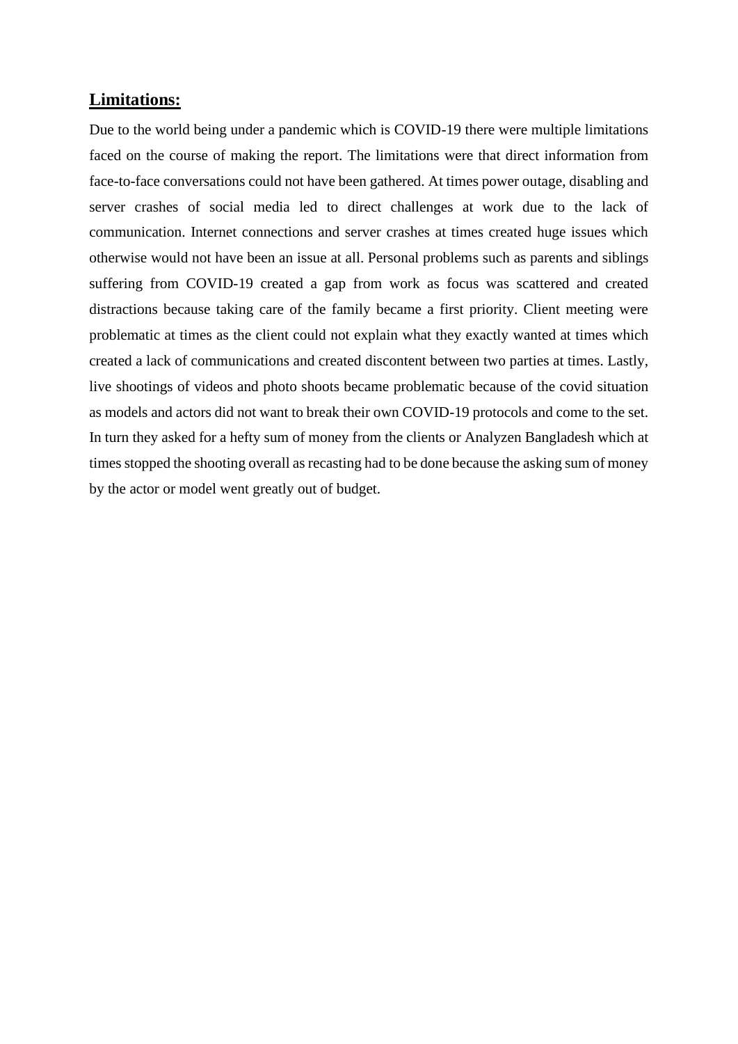## **Limitations:**

Due to the world being under a pandemic which is COVID-19 there were multiple limitations faced on the course of making the report. The limitations were that direct information from face-to-face conversations could not have been gathered. At times power outage, disabling and server crashes of social media led to direct challenges at work due to the lack of communication. Internet connections and server crashes at times created huge issues which otherwise would not have been an issue at all. Personal problems such as parents and siblings suffering from COVID-19 created a gap from work as focus was scattered and created distractions because taking care of the family became a first priority. Client meeting were problematic at times as the client could not explain what they exactly wanted at times which created a lack of communications and created discontent between two parties at times. Lastly, live shootings of videos and photo shoots became problematic because of the covid situation as models and actors did not want to break their own COVID-19 protocols and come to the set. In turn they asked for a hefty sum of money from the clients or Analyzen Bangladesh which at times stopped the shooting overall as recasting had to be done because the asking sum of money by the actor or model went greatly out of budget.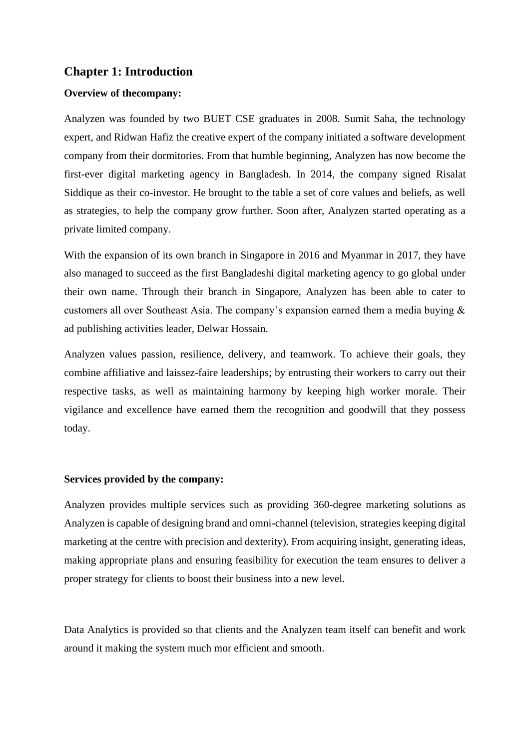## Chapter 1: Introduction

**Overview of thecompany:**

Analyzen was founded by two BUET CSE graduates in 2008. Sumit Saha, the technology expert, and Ridwan Hafiz the creative expert of the company initiated a software development company from their dormitories. From that humble beginning, Analyzen has now become the first-ever digital marketing agency in Bangladesh. In 2014, the company signed Risalat Siddique as their co-investor. He brought to the table a set of core values and beliefs, as well as strategies, to help the company grow further. Soon after, Analyzen started operating as a private limited company.

With the expansion of its own branch in Singapore in 2016 and Myanmar in 2017, they have also managed to succeed as the first Bangladeshi digital marketing agency to go global under their own name. Through their branch in Singapore, Analyzen has been able to cater to customers all over Southeast Asia. The company's expansion earned them a media buying & ad publishing activities leader, Delwar Hossain.

Analyzen values passion, resilience, delivery, and teamwork. To achieve their goals, they combine affiliative and laissez-faire leaderships; by entrusting their workers to carry out their respective tasks, as well as maintaining harmony by keeping high worker morale. Their vigilance and excellence have earned them the recognition and goodwill that they possess today.

**Services provided by the company:**

Analyzen provides multiple services such as providing 360-degree marketing solutions as Analyzen is capable of designing brand and omni-channel (television, strategies keeping digital marketing at the centre with precision and dexterity). From acquiring insight, generating ideas, making appropriate plans and ensuring feasibility for execution the team ensures to deliver a proper strategy for clients to boost their business into a new level.

Data Analytics is provided so that clients and the Analyzen team itself can benefit and work around it making the system much mor efficient and smooth.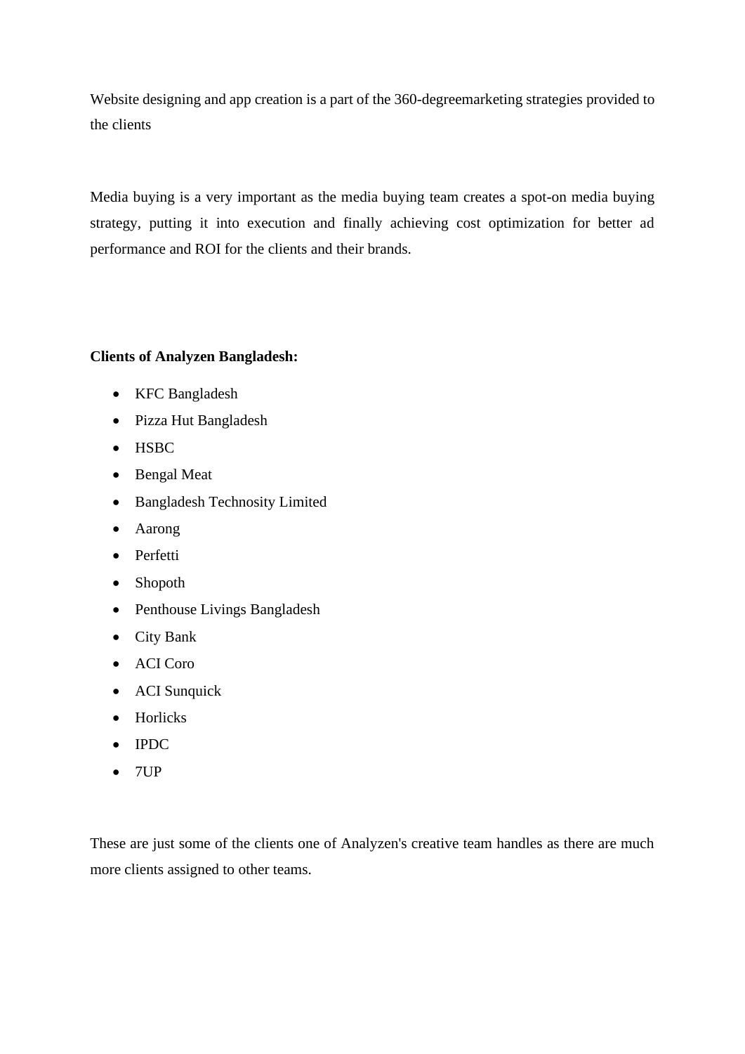Website designing and app creation is a part of the 360-degreemarketing strategies provided to the clients

Media buying is a very important as the media buying team creates a spot-on media buying strategy, putting it into execution and finally achieving cost optimization for better ad performance and ROI for the clients and their brands.

**Clients of Analyzen Bangladesh:**

- KFC Bangladesh
- Pizza Hut Bangladesh
- HSBC
- Bengal Meat
- Bangladesh Technosity Limited
- Aarong
- Perfetti
- Shopoth
- Penthouse Livings Bangladesh
- City Bank
- ACI Coro
- ACI Sunquick
- Horlicks
- IPDC
- 7UP

These are just some of the clients one of Analyzen's creative team handles as there are much more clients assigned to other teams.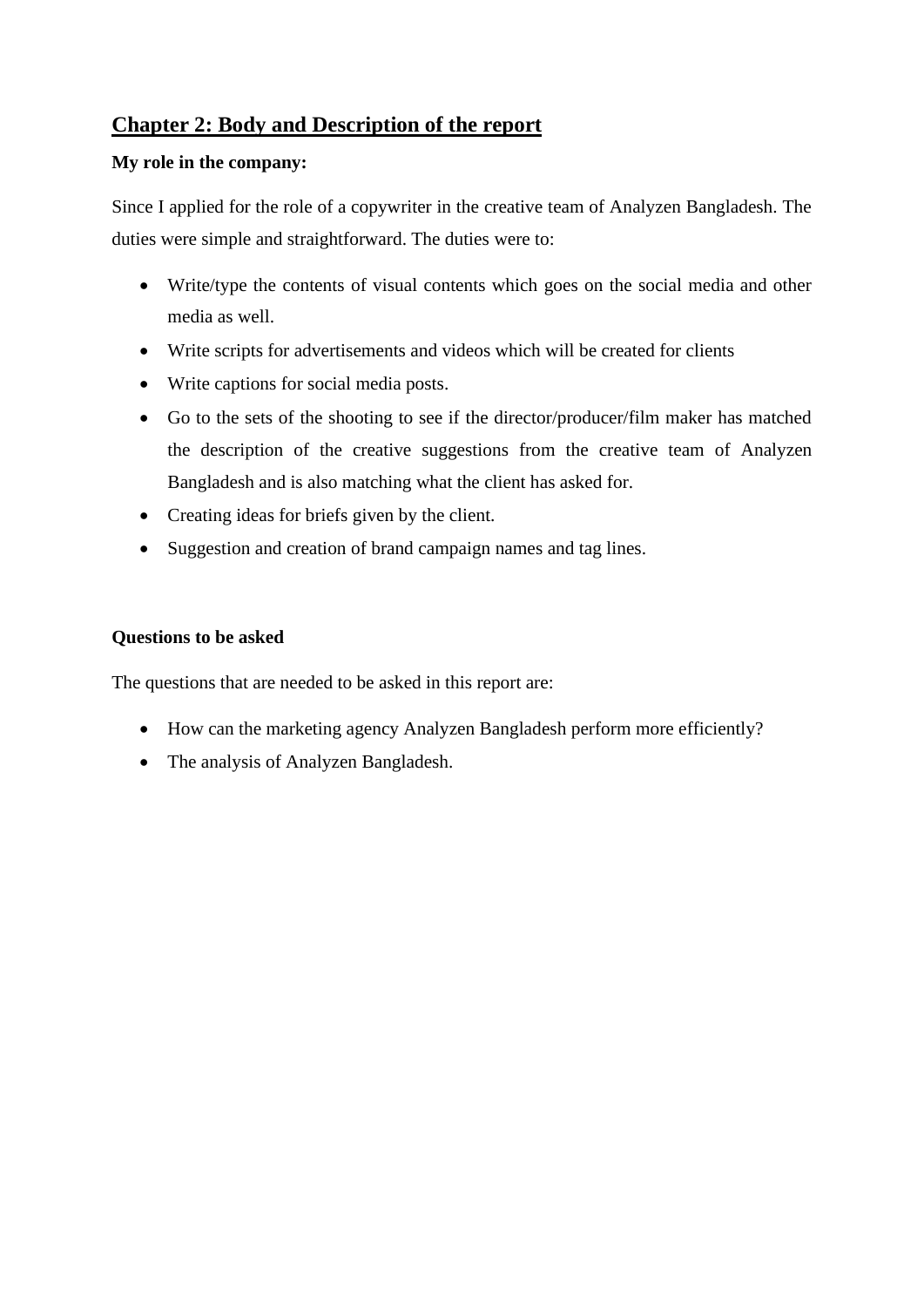## Chapter 2: Body and Description of the report

**My role in the company:**

Since I applied for the role of a copywriter in the creative team of Analyzen Bangladesh. The duties were simple and straightforward. The duties were to:

- Write/type the contents of visual contents which goes on the social media and other media as well.
- Write scripts for advertisements and videos which will be created for clients
- Write captions for social media posts.
- Go to the sets of the shooting to see if the director/producer/film maker has matched the description of the creative suggestions from the creative team of Analyzen Bangladesh and is also matching what the client has asked for.
- Creating ideas for briefs given by the client.
- Suggestion and creation of brand campaign names and tag lines.

**Questions to be asked**

The questions that are needed to be asked in this report are:

- How can the marketing agency Analyzen Bangladesh perform more efficiently?
- The analysis of Analyzen Bangladesh.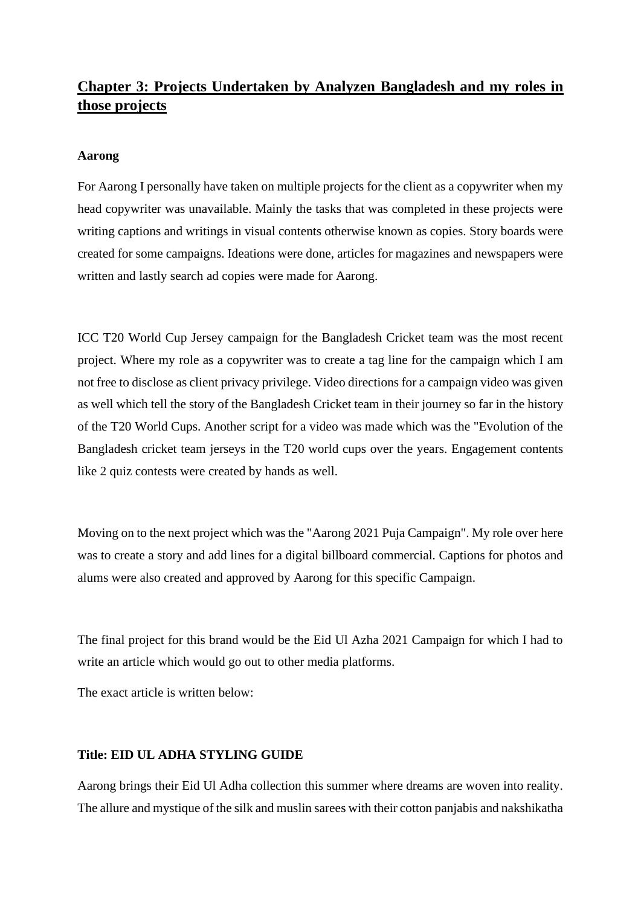## Chapter 3: Projects Undertaken by Analyzen Bangladesh and my roles in those projects

**Aarong**

For Aarong I personally have taken on multiple projects for the client as a copywriter when my head copywriter was unavailable. Mainly the tasks that was completed in these projects were writing captions and writings in visual contents otherwise known as copies. Story boards were created for some campaigns. Ideations were done, articles for magazines and newspapers were written and lastly search ad copies were made for Aarong.

ICC T20 World Cup Jersey campaign for the Bangladesh Cricket team was the most recent project. Where my role as a copywriter was to create a tag line for the campaign which I am not free to disclose as client privacy privilege. Video directions for a campaign video was given as well which tell the story of the Bangladesh Cricket team in their journey so far in the history of the T20 World Cups. Another script for a video was made which was the "Evolution of the Bangladesh cricket team jerseys in the T20 world cups over the years. Engagement contents like 2 quiz contests were created by hands as well.

Moving on to the next project which was the "Aarong 2021 Puja Campaign". My role over here was to create a story and add lines for a digital billboard commercial. Captions for photos and alums were also created and approved by Aarong for this specific Campaign.

The final project for this brand would be the Eid Ul Azha 2021 Campaign for which I had to write an article which would go out to other media platforms.

The exact article is written below:

**Title: EID UL ADHA STYLING GUIDE**

Aarong brings their Eid Ul Adha collection this summer where dreams are woven into reality. The allure and mystique of the silk and muslin sarees with their cotton panjabis and nakshikatha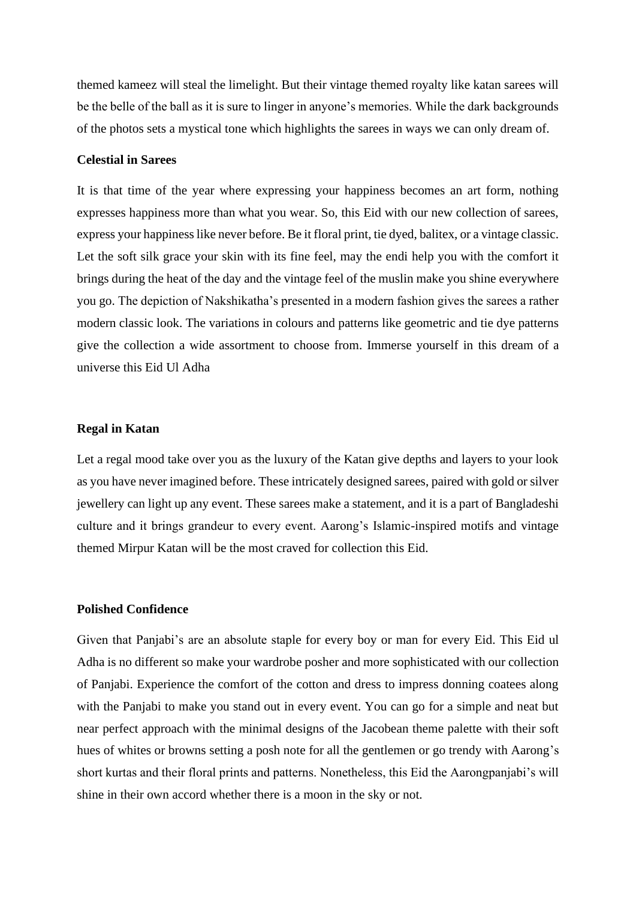themed kameez will steal the limelight. But their vintage themed royalty like katan sarees will be the belle of the ball as it is sure to linger in anyone's memories. While the dark backgrounds of the photos sets a mystical tone which highlights the sarees in ways we can only dream of.

**Celestial in Sarees**

It is that time of the year where expressing your happiness becomes an art form, nothing expresses happiness more than what you wear. So, this Eid with our new collection of sarees, express your happiness like never before. Be it floral print, tie dyed, balitex, or a vintage classic. Let the soft silk grace your skin with its fine feel, may the endi help you with the comfort it brings during the heat of the day and the vintage feel of the muslin make you shine everywhere you go. The depiction of Nakshikatha's presented in a modern fashion gives the sarees a rather modern classic look. The variations in colours and patterns like geometric and tie dye patterns give the collection a wide assortment to choose from. Immerse yourself in this dream of a universe this Eid Ul Adha

**Regal in Katan**

Let a regal mood take over you as the luxury of the Katan give depths and layers to your look as you have never imagined before. These intricately designed sarees, paired with gold or silver jewellery can light up any event. These sarees make a statement, and it is a part of Bangladeshi culture and it brings grandeur to every event. Aarong's Islamic-inspired motifs and vintage themed Mirpur Katan will be the most craved for collection this Eid.

**Polished Confidence**

Given that Panjabi's are an absolute staple for every boy or man for every Eid. This Eid ul Adha is no different so make your wardrobe posher and more sophisticated with our collection of Panjabi. Experience the comfort of the cotton and dress to impress donning coatees along with the Panjabi to make you stand out in every event. You can go for a simple and neat but near perfect approach with the minimal designs of the Jacobean theme palette with their soft hues of whites or browns setting a posh note for all the gentlemen or go trendy with Aarong's short kurtas and their floral prints and patterns. Nonetheless, this Eid the Aarongpanjabi's will shine in their own accord whether there is a moon in the sky or not.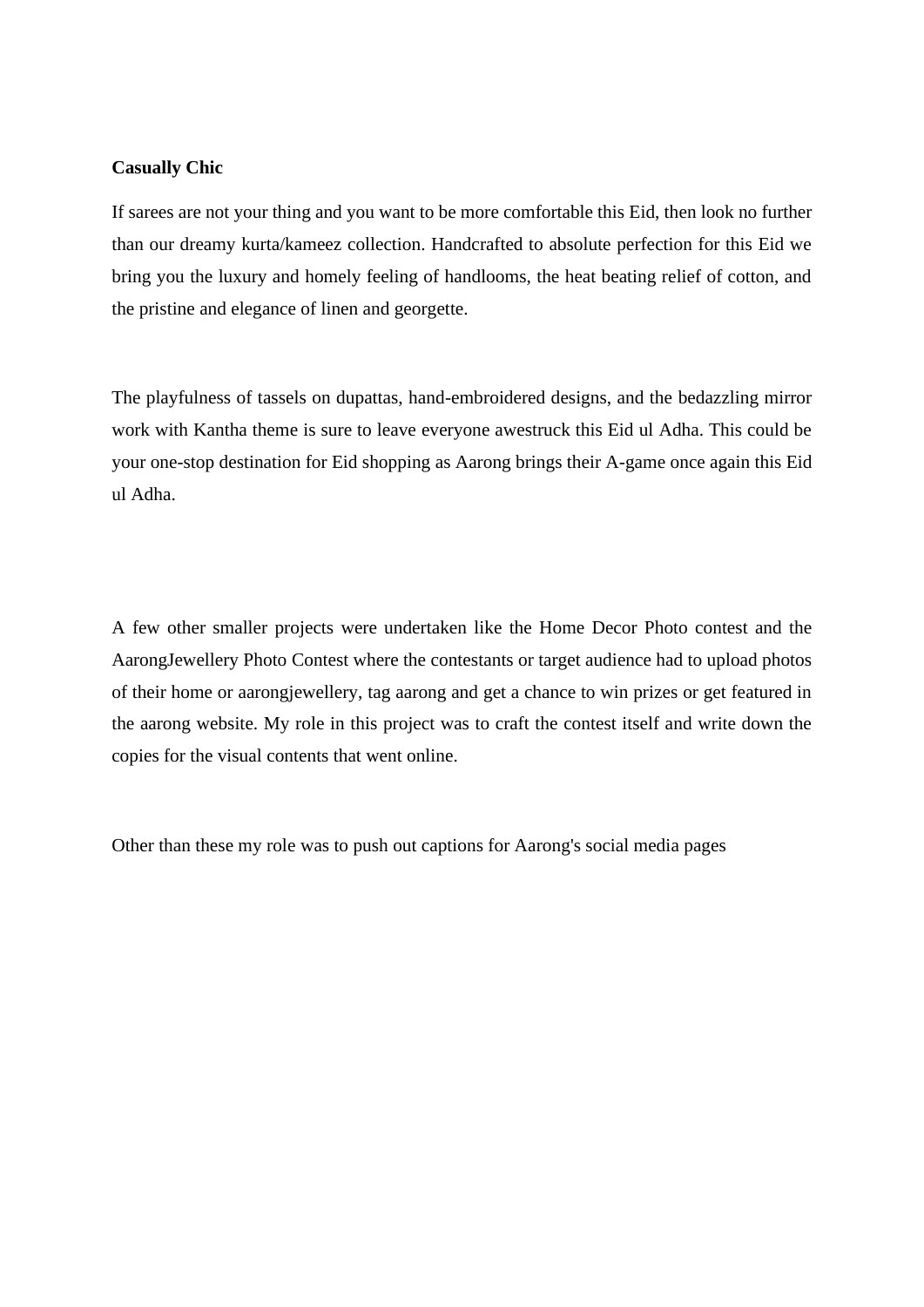**Casually Chic**

If sarees are not your thing and you want to be more comfortable this Eid, then look no further than our dreamy kurta/kameez collection. Handcrafted to absolute perfection for this Eid we bring you the luxury and homely feeling of handlooms, the heat beating relief of cotton, and the pristine and elegance of linen and georgette.

The playfulness of tassels on dupattas, hand-embroidered designs, and the bedazzling mirror work with Kantha theme is sure to leave everyone awestruck this Eid ul Adha. This could be your one-stop destination for Eid shopping as Aarong brings their A-game once again this Eid ul Adha.

A few other smaller projects were undertaken like the Home Decor Photo contest and the AarongJewellery Photo Contest where the contestants or target audience had to upload photos of their home or aarongjewellery, tag aarong and get a chance to win prizes or get featured in the aarong website. My role in this project was to craft the contest itself and write down the copies for the visual contents that went online.

Other than these my role was to push out captions for Aarong's social media pages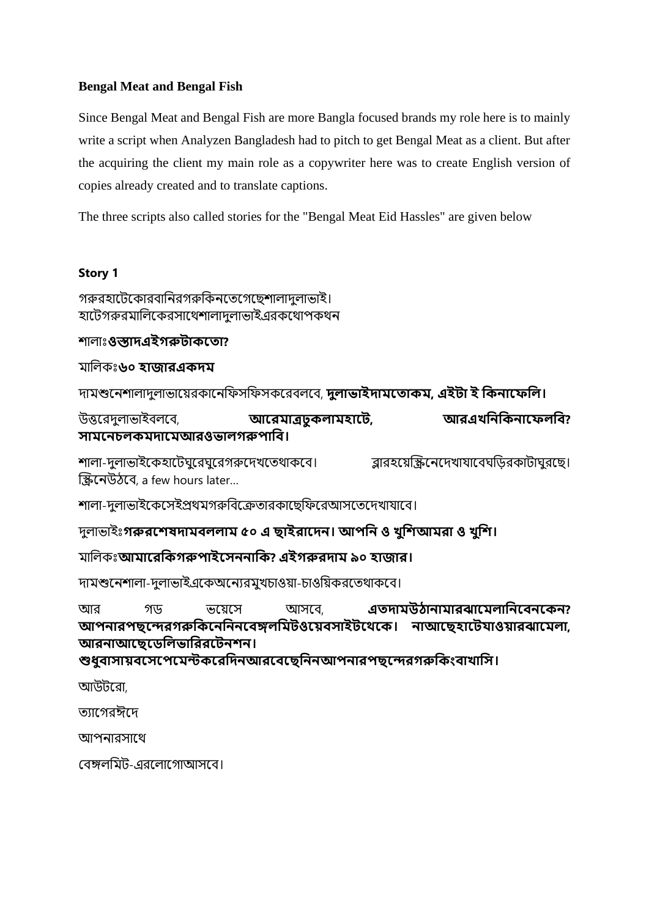**Bengal Meat and Bengal Fish**

Since Bengal Meat and Bengal Fish are more Bangla focused brands my role here is to mainly write a script when Analyzen Bangladesh had to pitch to get Bengal Meat as a client. But after the acquiring the client my main role as a copywriter here was to create English version of copies already created and to translate captions.

The three scripts also called stories for the "Bengal Meat Eid Hassles" are given below

**Story 1**

গরুরহাটেকোরবানিরগরুকিনতেগেছেশালাদুলাভাই।
হাটেগরুরমালিকেরসাথেশালাদুলাভাইএরকথোপকথন

শালাঃ**ওস্তাদএইগরুটাকতো?**

মালিকঃ**৬০ হাজারএকদম**

দামশুনেশালাদুলাভায়েরকানেফিসফিসকরেবলবে, **দুলাভাইদামতোকম, এইটা ই কিনাফেলি।**

উত্তরেদুলাভাইবলবে, **আরেমাত্রঢুকলামহাটে, আরএখনিকিনাফেলবি? সামনেচলকমদামেআরওভালগরুপাবি।**

শালা-দুলাভাইকেহাটেঘুরেঘুরেগরুদেখতেথাকবে। ব্লারহয়েস্ক্রিনেদেখাযাবেঘড়িরকাটাঘুরছে। স্ক্রিনেউঠবে, a few hours later…

শালা-দুলাভাইকেসেইপ্রথমগরুবিক্রেতারকাছেফিরেআসতেদেখাযাবে।

দুলাভাইঃ**গরুরশেষদামবললাম ৫০ এ ছাইরাদেন। আপনি ও খুশিআমরা ও খুশি।**

মালিকঃ**আমারেকিগরুপাইসেননাকি? এইগরুরদাম ৯০ হাজার।**

দামশুনেশালা-দুলাভাইএকেঅন্যেরমুখচাওয়া-চাওয়িকরতেথাকবে।

আর গড ভয়েসে আসবে, **এতদামউঠানামারঝামেলানিবেনকেন? আপনারপছন্দেরগরুকিনেনিনবেঙ্গলমিটওয়েবসাইটথেকে। নাআছেহাটেযাওয়ারঝামেলা, আরনাআছেডেলিভারিরটেনশন। শুধুবাসায়বসেপেমেন্টকরেদিনআরবেছেনিনআপনারপছন্দেরগরুকিংবাখাসি।**

আউটরো,

ত্যাগেরঈদে

আপনারসাথে

বেঙ্গলমিট-এরলোগোআসবে।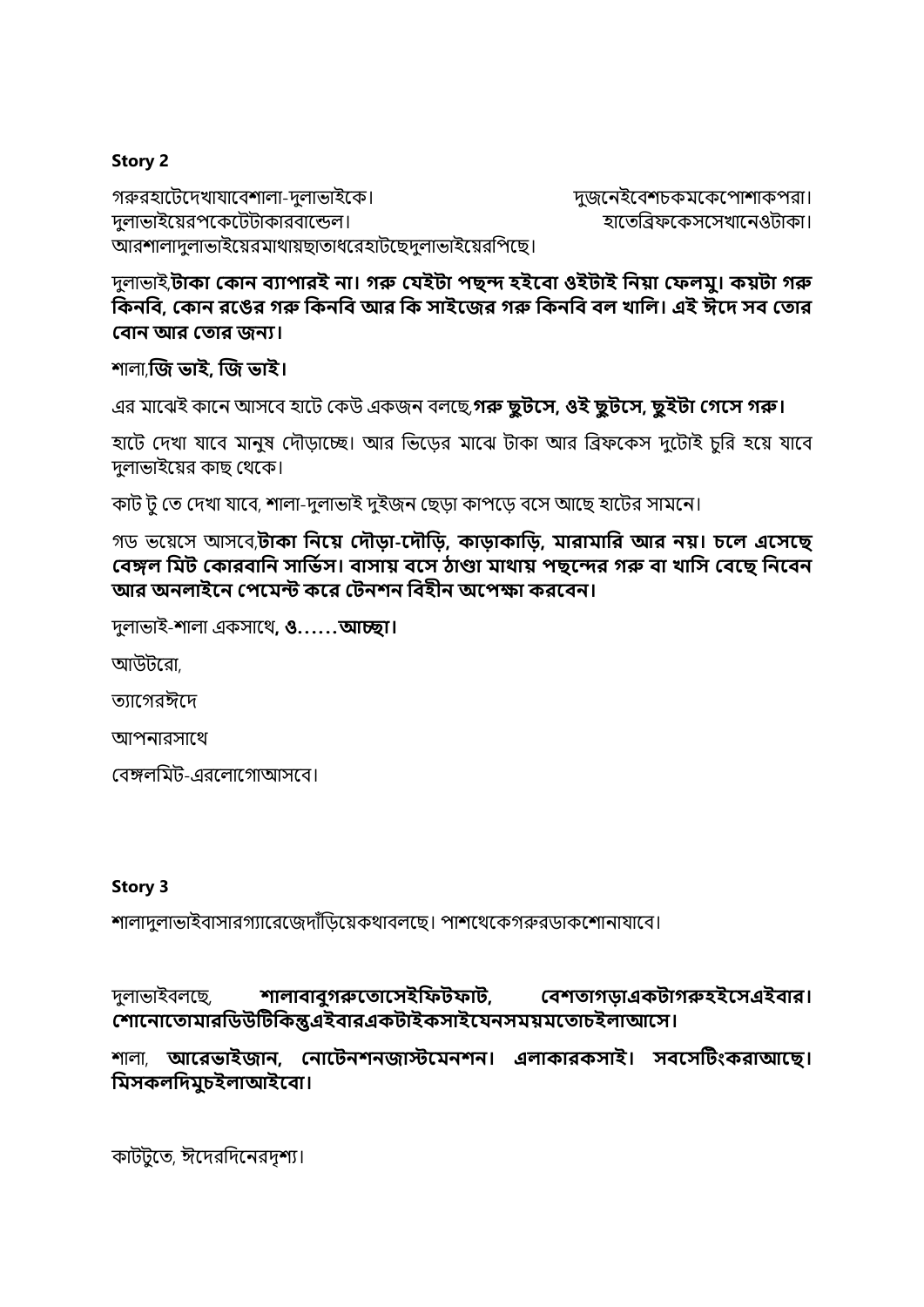**Story 2**

গরুরহাটেদেখাযাবেশালা-দুলাভাইকে। দুজনেইবেশচকমকেপোশাকপরা। দুলাভাইয়েরপকেটেটাকারবান্ডেল। হাতেব্রিফকেসসেখানেওটাকা। আরশালাদুলাভাইয়েরমাথায়ছাতাধরেহাটছেদুলাভাইয়েরপিছে।

দুলাভাই,**টাকা কোন ব্যাপারই না। গরু যেইটা পছন্দ হইবো ওইটাই নিয়া ফেলমু। কয়টা গরু কিনবি, কোন রঙের গরু কিনবি আর কি সাইজের গরু কিনবি বল খালি। এই ঈদে সব তোর বোন আর তোর জন্য।**

শালা,**জি ভাই, জি ভাই।**

এর মাঝেই কানে আসবে হাটে কেউ একজন বলছে,**গরু ছুটসে, ওই ছুটসে, ছুইটা গেসে গরু।**

হাটে দেখা যাবে মানুষ দৌড়াচ্ছে। আর ভিড়ের মাঝে টাকা আর ব্রিফকেস দুটোই চুরি হয়ে যাবে দুলাভাইয়ের কাছ থেকে।

কাট টু তে দেখা যাবে, শালা-দুলাভাই দুইজন ছেড়া কাপড়ে বসে আছে হাটের সামনে।

গড ভয়েসে আসবে,**টাকা নিয়ে দৌড়া-দৌড়ি, কাড়াকাড়ি, মারামারি আর নয়। চলে এসেছে বেঙ্গল মিট কোরবানি সার্ভিস। বাসায় বসে ঠাণ্ডা মাথায় পছন্দের গরু বা খাসি বেছে নিবেন আর অনলাইনে পেমেন্ট করে টেনশন বিহীন অপেক্ষা করবেন।**

দুলাভাই-শালা একসাথে, **ও……আচ্ছা।**

আউটরো,

ত্যাগেরঈদে

আপনারসাথে

বেঙ্গলমিট-এরলোগোআসবে।

**Story 3**

শালাদুলাভাইবাসারগ্যারেজেদাঁড়িয়েকথাবলছে। পাশথেকেগরুরডাকশোনাযাবে।

দুলাভাইবলছে, **শালাবাবুগরুতোসেইফিটফাট, বেশতাগড়াএকটাগরুহইসেএইবার। শোনোতোমারডিউটিকিন্তুএইবারএকটাইকসাইযেনসময়মতোচইলাআসে।**

শালা, **আরেভাইজান, নোটেনশনজাস্টমেনশন। এলাকারকসাই। সবসেটিংকরাআছে। মিসকলদিমুচইলাআইবো।**

কাটটুতে, ঈদেরদিনেরদৃশ্য।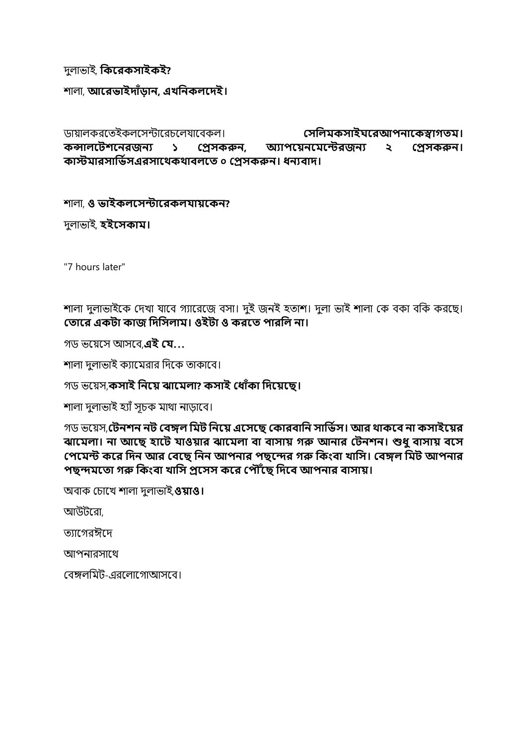দুলাভাই, **কিরেকসাইকই?**

শালা, **আরেভাইদাঁড়ান, এখনিকলদেই।**

ডায়ালকরতেইকলসেন্টারেচলেযাবেকল। **সেলিমকসাইঘরেআপনাকেস্বাগতম। কন্সালটেশনেরজন্য ১ প্রেসকরুন, অ্যাপয়েনমেন্টেরজন্য ২ প্রেসকরুন। কাস্টমারসার্ভিসএরসাথেকথাবলতে ০ প্রেসকরুন। ধন্যবাদ।**

শালা, **ও ভাইকলসেন্টারেকলযায়কেন?**

দুলাভাই, **হইসেকাম।**

"7 hours later"

শালা দুলাভাইকে দেখা যাবে গ্যারেজে বসা। দুই জনই হতাশ। দুলা ভাই শালা কে বকা বকি করছে। **তোরে একটা কাজ দিসিলাম। ওইটা ও করতে পারলি না।**

গড ভয়েসে আসবে,**এই যে…**

শালা দুলাভাই ক্যামেরার দিকে তাকাবে।

গড ভয়েস,**কসাই নিয়ে ঝামেলা? কসাই ধোঁকা দিয়েছে।**

শালা দুলাভাই হ্যাঁ সূচক মাথা নাড়াবে।

গড ভয়েস,**টেনশন নট বেঙ্গল মিট নিয়ে এসেছে কোরবানি সার্ভিস। আর থাকবে না কসাইয়ের ঝামেলা। না আছে হাটে যাওয়ার ঝামেলা বা বাসায় গরু আনার টেনশন। শুধু বাসায় বসে পেমেন্ট করে দিন আর বেছে নিন আপনার পছন্দের গরু কিংবা খাসি। বেঙ্গল মিট আপনার পছন্দমতো গরু কিংবা খাসি প্রসেস করে পৌঁছে দিবে আপনার বাসায়।**

অবাক চোখে শালা দুলাভাই,**ওয়াও।**

আউটরো,

ত্যাগেরঈদে

আপনারসাথে

বেঙ্গলমিট-এরলোগোআসবে।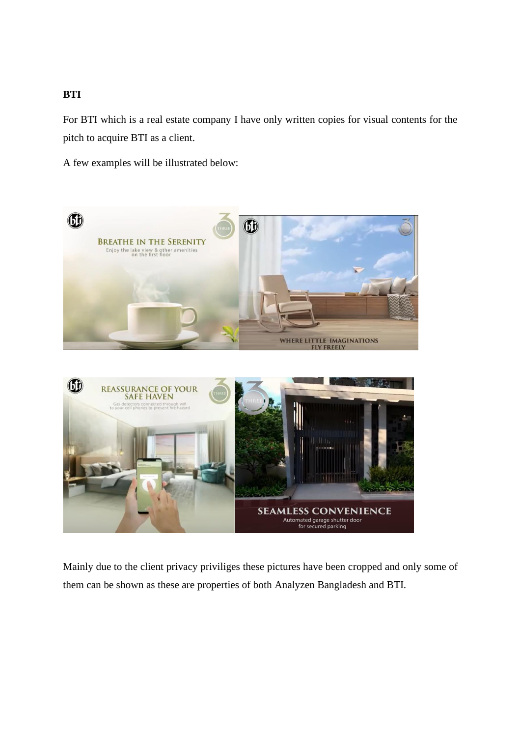**BTI**

For BTI which is a real estate company I have only written copies for visual contents for the pitch to acquire BTI as a client.

A few examples will be illustrated below:

Mainly due to the client privacy priviliges these pictures have been cropped and only some of them can be shown as these are properties of both Analyzen Bangladesh and BTI.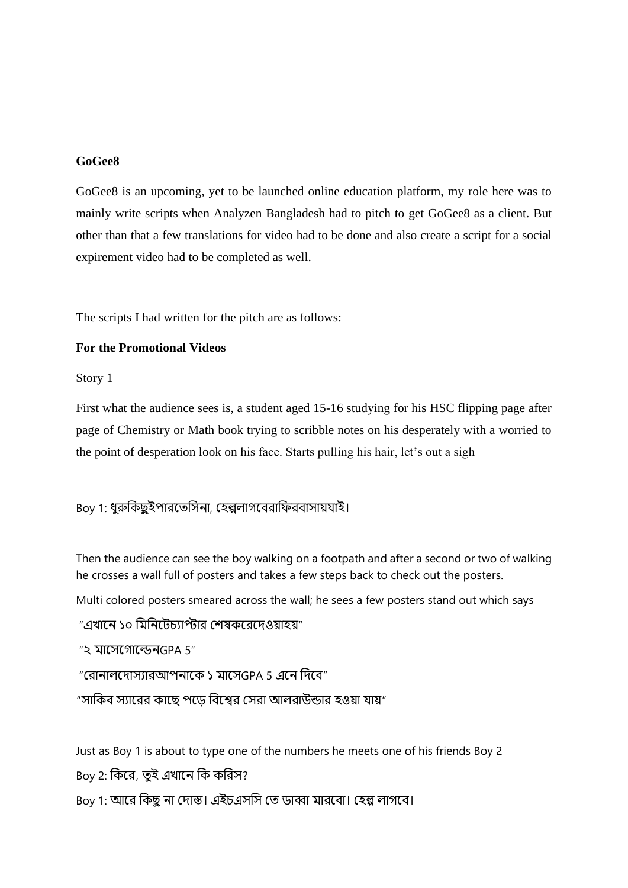**GoGee8**

GoGee8 is an upcoming, yet to be launched online education platform, my role here was to mainly write scripts when Analyzen Bangladesh had to pitch to get GoGee8 as a client. But other than that a few translations for video had to be done and also create a script for a social expirement video had to be completed as well.

The scripts I had written for the pitch are as follows:

**For the Promotional Videos**

Story 1

First what the audience sees is, a student aged 15-16 studying for his HSC flipping page after page of Chemistry or Math book trying to scribble notes on his desperately with a worried to the point of desperation look on his face. Starts pulling his hair, let's out a sigh

Boy 1: ধুরকিছুইপারতেসিনা, হেল্পলাগবেরাফিরবাসায়যাই।

Then the audience can see the boy walking on a footpath and after a second or two of walking he crosses a wall full of posters and takes a few steps back to check out the posters.

Multi colored posters smeared across the wall; he sees a few posters stand out which says

"এখানে ১০ মিনিটেচ্যাপ্টার শেষকরেদেওয়াহয়"

"২ মাসেগোল্ডেনGPA 5"

"রোনালদোস্যারআপনাকে ১ মাসেGPA 5 এনে দিবে"

"সাকিব স্যারের কাছে পড়ে বিশ্বের সেরা আলরাউন্ডার হওয়া যায়"

Just as Boy 1 is about to type one of the numbers he meets one of his friends Boy 2

Boy 2: কিরে, তুই এখানে কি করিস?

Boy 1: আরে কিছু না দোস্ত। এইচএসসি তে ডাব্বা মারবো। হেল্প লাগবে।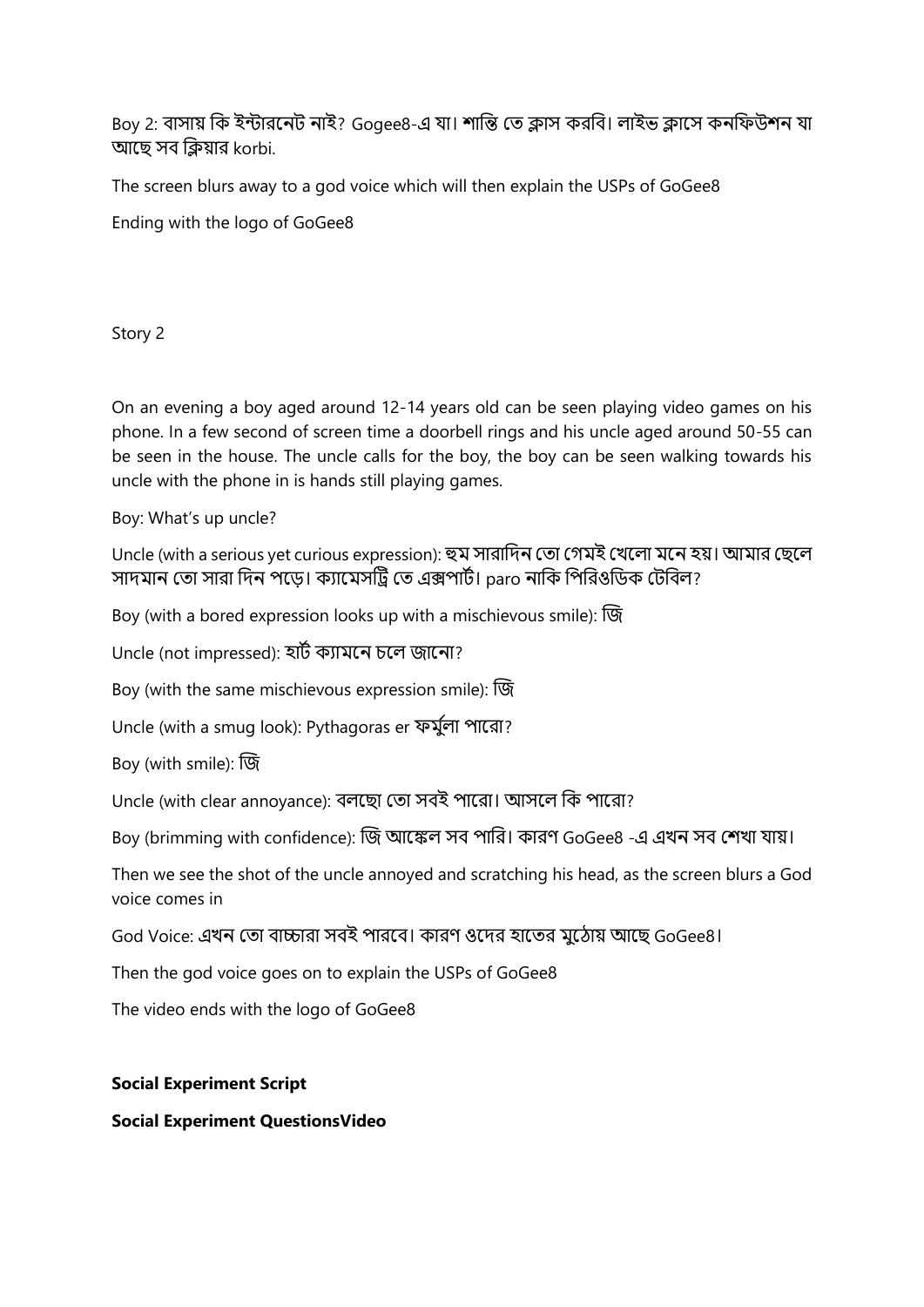Boy 2: বাসায় কি ইন্টারনেট নাই? Gogee8-এ যা। শান্তি তে ক্লাস করবি। লাইভ ক্লাসে কনফিউশন যা আছে সব ক্লিয়ার korbi.

The screen blurs away to a god voice which will then explain the USPs of GoGee8

Ending with the logo of GoGee8

Story 2

On an evening a boy aged around 12-14 years old can be seen playing video games on his phone. In a few second of screen time a doorbell rings and his uncle aged around 50-55 can be seen in the house. The uncle calls for the boy, the boy can be seen walking towards his uncle with the phone in is hands still playing games.

Boy: What's up uncle?

Uncle (with a serious yet curious expression): হুম সারাদিন তো গেমই খেলো মনে হয়। আমার ছেলে সাদমান তো সারা দিন পড়ে। ক্যামেসট্রি তে এক্সপার্ট। paro নাকি পিরিওডিক টেবিল?

Boy (with a bored expression looks up with a mischievous smile): জি

Uncle (not impressed): হার্ট ক্যামনে চলে জানো?

Boy (with the same mischievous expression smile): জি

Uncle (with a smug look): Pythagoras er ফর্মুলা পারো?

Boy (with smile): জি

Uncle (with clear annoyance): বলছো তো সবই পারো। আসলে কি পারো?

Boy (brimming with confidence): জি আঙ্কেল সব পারি। কারণ GoGee8 -এ এখন সব শেখা যায়।

Then we see the shot of the uncle annoyed and scratching his head, as the screen blurs a God voice comes in

God Voice: এখন তো বাচ্চারা সবই পারবে। কারণ ওদের হাতের মুঠোয় আছে GoGee8।

Then the god voice goes on to explain the USPs of GoGee8

The video ends with the logo of GoGee8

**Social Experiment Script**

**Social Experiment QuestionsVideo**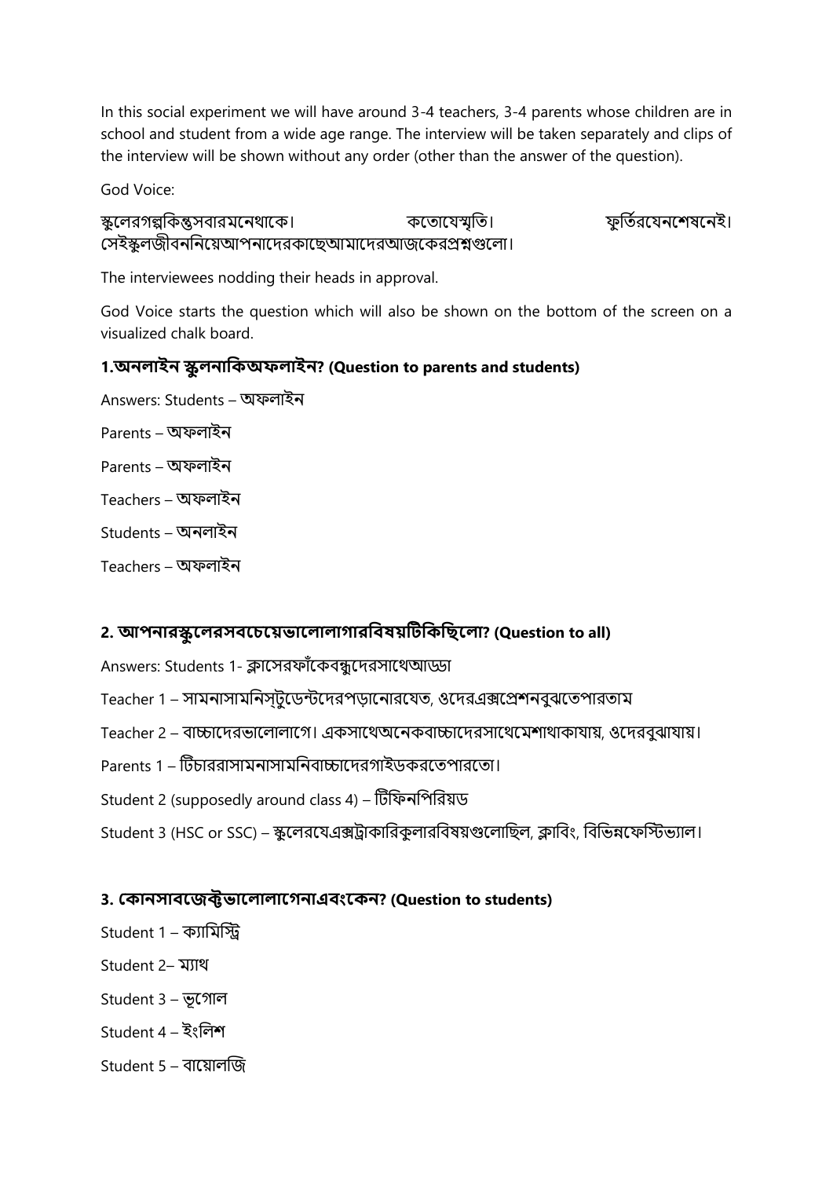In this social experiment we will have around 3-4 teachers, 3-4 parents whose children are in school and student from a wide age range. The interview will be taken separately and clips of the interview will be shown without any order (other than the answer of the question).

God Voice:

স্কুলেরগল্পকিন্তুসবারমনেথাকে। কতোযেস্মৃতি। ফুর্তিরযেনশেষনেই। সেইস্কুলজীবননিয়েআপনাদেরকাছেআমাদেরআজকেরপ্রশ্নগুলো।

The interviewees nodding their heads in approval.

God Voice starts the question which will also be shown on the bottom of the screen on a visualized chalk board.

### 1.অনলাইন স্কুলনাকিঅফলাইন? (Question to parents and students)

Answers: Students – অফলাইন

Parents – অফলাইন

Parents – অফলাইন

Teachers – অফলাইন

Students – অনলাইন

Teachers – অফলাইন

### 2. আপনারস্কুলেরসবচেয়েভালোলাগারবিষয়টিকিছিলো? (Question to all)

Answers: Students 1- ক্লাসেরফাঁকেবন্ধুদেরসাথেআড্ডা

Teacher 1 – সামনাসামনিস্টুডেন্টদেরপড়ানোরযেত, ওদেরএক্সপ্রেশনবুঝতেপারতাম

Teacher 2 – বাচ্চাদেরভালোলাগে। একসাথেঅনেকবাচ্চাদেরসাথেমেশাথাকাযায়, ওদেরবুঝাযায়।

Parents 1 – টিচাররাসামনাসামনিবাচ্চাদেরগাইডকরতেপারতো।

Student 2 (supposedly around class 4) – টিফিনপিরিয়ড

Student 3 (HSC or SSC) – স্কুলেরযেএক্সট্রাকারিকুলারবিষয়গুলোছিল, ক্লাবিং, বিভিন্নফেস্টিভ্যাল।

### 3. কোনসাবজেক্টভালোলাগেনাএবংকেন? (Question to students)

Student 1 – ক্যামিস্ট্রি

Student 2– ম্যাথ

Student 3 – ভূগোল

Student 4 – ইংলিশ

Student 5 – বায়োলজি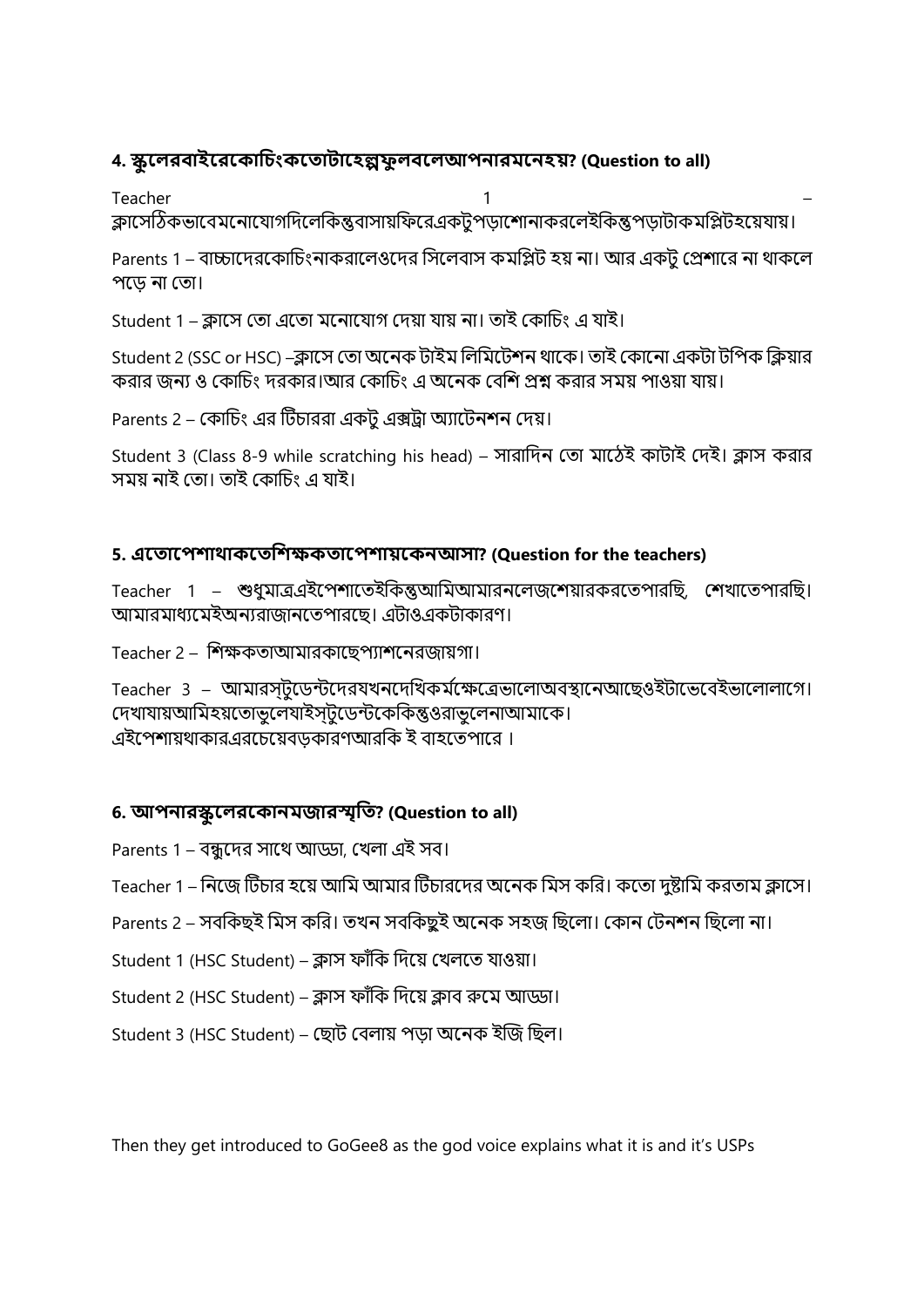**4. স্কুলেরবাইরেকোচিংকতোটাহেল্পফুলবলেআপনারমনেহয়? (Question to all)**

Teacher 1 – ক্লাসেঠিকভাবেমনোযোগদিলেকিন্তুবাসায়ফিরেএকটুপড়াশোনাকরলেইকিন্তুপড়াটাকমপ্লিটহয়েযায়।

Parents 1 – বাচ্চাদেরকোচিংনাকরালেওদের সিলেবাস কমপ্লিট হয় না। আর একটু প্রেশারে না থাকলে পড়ে না তো।

Student 1 – ক্লাসে তো এতো মনোযোগ দেয়া যায় না। তাই কোচিং এ যাই।

Student 2 (SSC or HSC) –ক্লাসে তো অনেক টাইম লিমিটেশন থাকে। তাই কোনো একটা টপিক ক্লিয়ার করার জন্য ও কোচিং দরকার।আর কোচিং এ অনেক বেশি প্রশ্ন করার সময় পাওয়া যায়।

Parents 2 – কোচিং এর টিচাররা একটু এক্সট্রা অ্যাটেনশন দেয়।

Student 3 (Class 8-9 while scratching his head) – সারাদিন তো মাঠেই কাটাই দেই। ক্লাস করার সময় নাই তো। তাই কোচিং এ যাই।

**5. এতোপেশাথাকতেশিক্ষকতাপেশায়কেনআসা? (Question for the teachers)**

Teacher 1 – শুধুমাত্রএইপেশাতেইকিন্তুআমিআমারনলেজশেয়ারকরতেপারছি, শেখাতেপারছি। আমারমাধ্যমেইঅন্যরাজানতেপারছে। এটাওএকটাকারণ।

Teacher 2 – শিক্ষকতাআমারকাছেপ্যাশনেরজায়গা।

Teacher 3 – আমারস্টুডেন্টদেরযখনদেখিকর্মক্ষেত্রেভালোঅবস্থানেআছেওইটাভেবেইভালোলাগে। দেখাযায়আমিহয়তোভুলেযাইস্টুডেন্টকেকিন্তুওরাভুলেনাআমাকে। এইপেশায়থাকারএরচেয়েবড়কারণআরকি ই বা হতেপারে ।

**6. আপনারস্কুলেরকোনমজারস্মৃতি? (Question to all)**

Parents 1 – বন্ধুদের সাথে আড্ডা, খেলা এই সব।

Teacher 1 – নিজে টিচার হয়ে আমি আমার টিচারদের অনেক মিস করি। কতো দুষ্টামি করতাম ক্লাসে।

Parents 2 – সবকিছুই মিস করি। তখন সবকিছুই অনেক সহজ ছিলো। কোন টেনশন ছিলো না।

Student 1 (HSC Student) – ক্লাস ফাঁকি দিয়ে খেলতে যাওয়া।

Student 2 (HSC Student) – ক্লাস ফাঁকি দিয়ে ক্লাব রুমে আড্ডা।

Student 3 (HSC Student) – ছোট বেলায় পড়া অনেক ইজি ছিল।

Then they get introduced to GoGee8 as the god voice explains what it is and it's USPs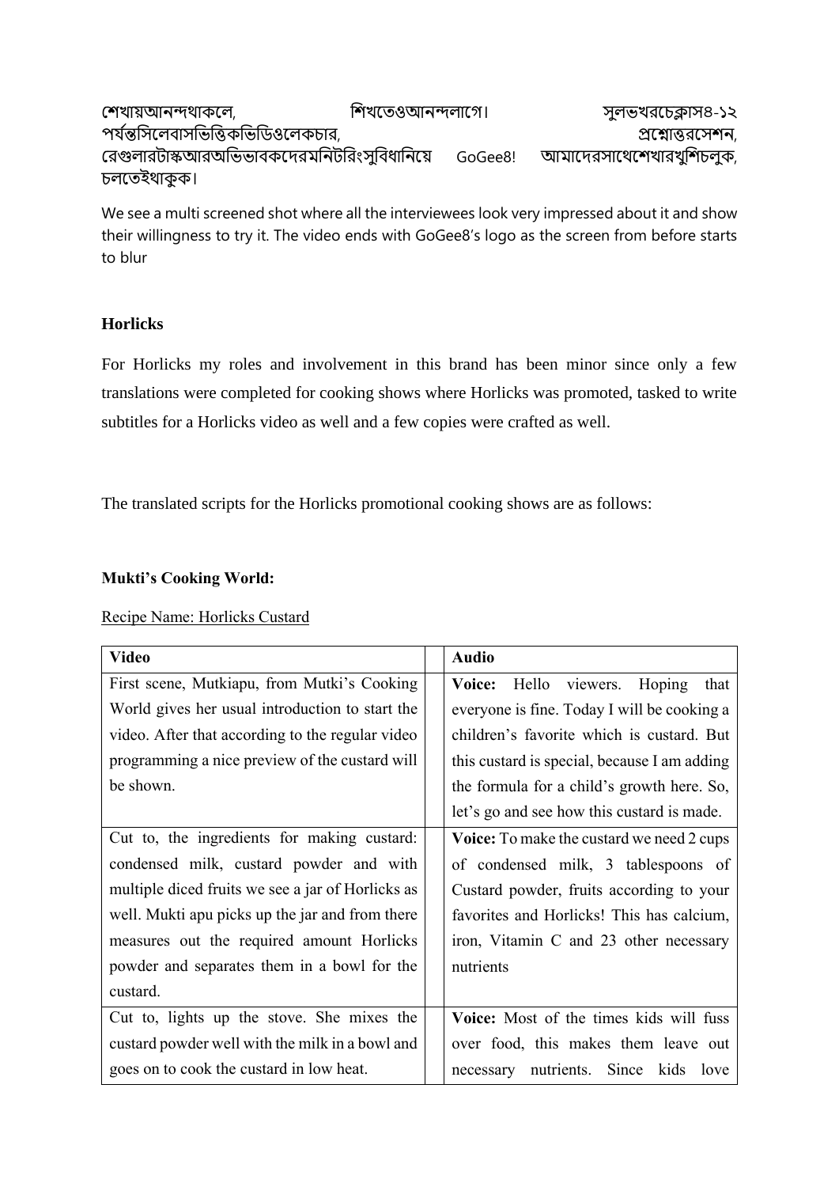শেখায়আনন্দথাকলে, শিখতেওআনন্দলাগে। সুলভখরচেক্লাস৪-১২ পর্যন্তসিলেবাসভিত্তিকভিডিওলেকচার, প্রশ্নোত্তরসেশন, রেগুলারটাস্কআরঅভিভাবকদেরমনিটরিংসুবিধানিয়ে GoGee8! আমাদেরসাথেশেখারখুশিচলুক, চলতেইথাকুক।

We see a multi screened shot where all the interviewees look very impressed about it and show their willingness to try it. The video ends with GoGee8's logo as the screen from before starts to blur

## Horlicks

For Horlicks my roles and involvement in this brand has been minor since only a few translations were completed for cooking shows where Horlicks was promoted, tasked to write subtitles for a Horlicks video as well and a few copies were crafted as well.

The translated scripts for the Horlicks promotional cooking shows are as follows:

### Mukti's Cooking World:

Recipe Name: Horlicks Custard

| Video | | Audio |
|---|---|---|
| First scene, Mutkiapu, from Mutki's Cooking World gives her usual introduction to start the video. After that according to the regular video programming a nice preview of the custard will be shown. | | **Voice:** Hello viewers. Hoping that everyone is fine. Today I will be cooking a children's favorite which is custard. But this custard is special, because I am adding the formula for a child's growth here. So, let's go and see how this custard is made. |
| Cut to, the ingredients for making custard: condensed milk, custard powder and with multiple diced fruits we see a jar of Horlicks as well. Mukti apu picks up the jar and from there measures out the required amount Horlicks powder and separates them in a bowl for the custard. | | **Voice:** To make the custard we need 2 cups of condensed milk, 3 tablespoons of Custard powder, fruits according to your favorites and Horlicks! This has calcium, iron, Vitamin C and 23 other necessary nutrients |
| Cut to, lights up the stove. She mixes the custard powder well with the milk in a bowl and goes on to cook the custard in low heat. | | **Voice:** Most of the times kids will fuss over food, this makes them leave out necessary nutrients. Since kids love |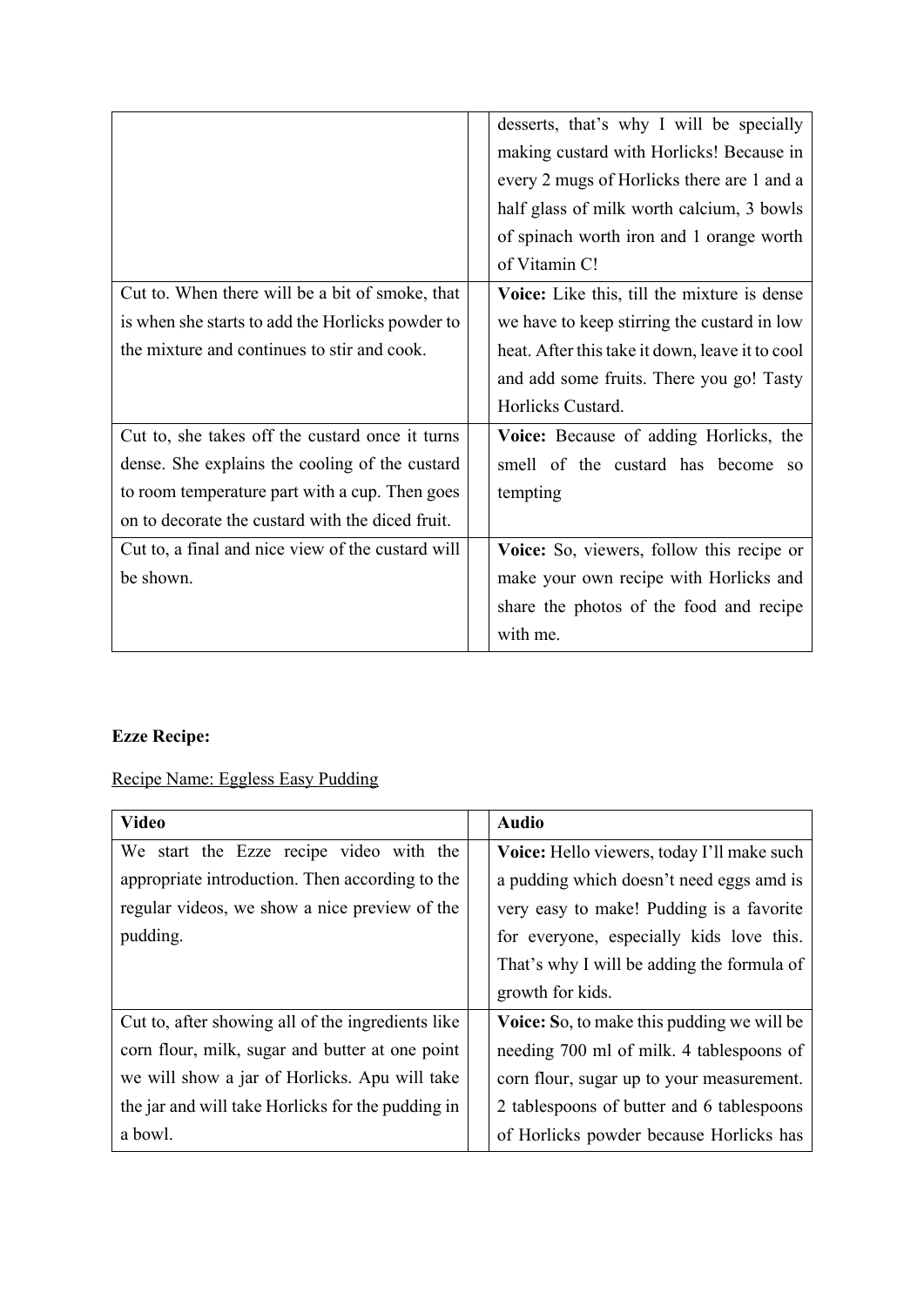| | |
|---|---|
| | desserts, that's why I will be specially making custard with Horlicks! Because in every 2 mugs of Horlicks there are 1 and a half glass of milk worth calcium, 3 bowls of spinach worth iron and 1 orange worth of Vitamin C! |
| Cut to. When there will be a bit of smoke, that is when she starts to add the Horlicks powder to the mixture and continues to stir and cook. | **Voice:** Like this, till the mixture is dense we have to keep stirring the custard in low heat. After this take it down, leave it to cool and add some fruits. There you go! Tasty Horlicks Custard. |
| Cut to, she takes off the custard once it turns dense. She explains the cooling of the custard to room temperature part with a cup. Then goes on to decorate the custard with the diced fruit. | **Voice:** Because of adding Horlicks, the smell of the custard has become so tempting |
| Cut to, a final and nice view of the custard will be shown. | **Voice:** So, viewers, follow this recipe or make your own recipe with Horlicks and share the photos of the food and recipe with me. |

**Ezze Recipe:**

<u>Recipe Name: Eggless Easy Pudding</u>

| **Video** | **Audio** |
|---|---|
| We start the Ezze recipe video with the appropriate introduction. Then according to the regular videos, we show a nice preview of the pudding. | **Voice:** Hello viewers, today I'll make such a pudding which doesn't need eggs amd is very easy to make! Pudding is a favorite for everyone, especially kids love this. That's why I will be adding the formula of growth for kids. |
| Cut to, after showing all of the ingredients like corn flour, milk, sugar and butter at one point we will show a jar of Horlicks. Apu will take the jar and will take Horlicks for the pudding in a bowl. | **Voice: S**o, to make this pudding we will be needing 700 ml of milk. 4 tablespoons of corn flour, sugar up to your measurement. 2 tablespoons of butter and 6 tablespoons of Horlicks powder because Horlicks has |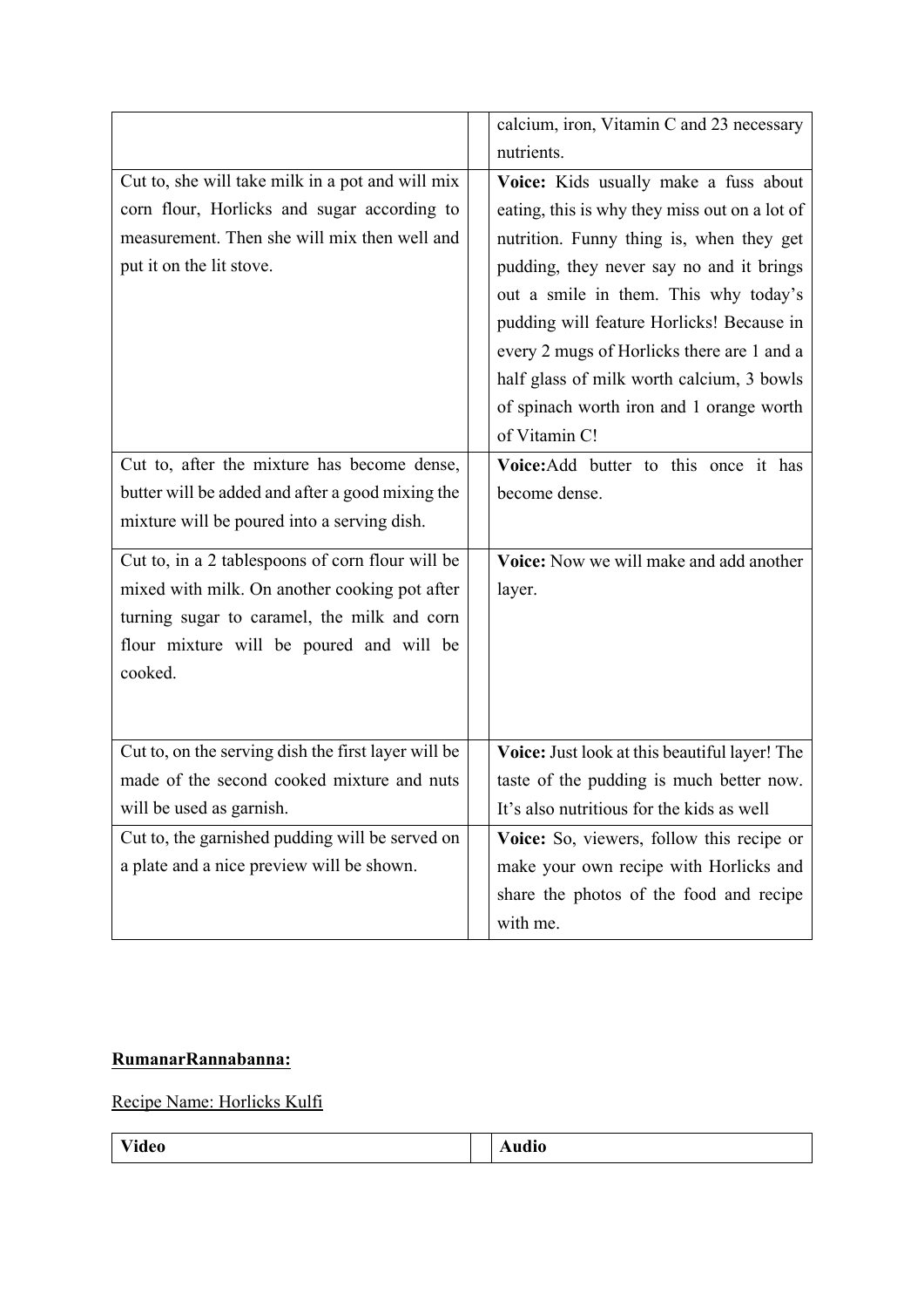| | | |
|---|---|---|
| | | calcium, iron, Vitamin C and 23 necessary nutrients. |
| Cut to, she will take milk in a pot and will mix corn flour, Horlicks and sugar according to measurement. Then she will mix then well and put it on the lit stove. | | **Voice:** Kids usually make a fuss about eating, this is why they miss out on a lot of nutrition. Funny thing is, when they get pudding, they never say no and it brings out a smile in them. This why today's pudding will feature Horlicks! Because in every 2 mugs of Horlicks there are 1 and a half glass of milk worth calcium, 3 bowls of spinach worth iron and 1 orange worth of Vitamin C! |
| Cut to, after the mixture has become dense, butter will be added and after a good mixing the mixture will be poured into a serving dish. | | **Voice:**Add butter to this once it has become dense. |
| Cut to, in a 2 tablespoons of corn flour will be mixed with milk. On another cooking pot after turning sugar to caramel, the milk and corn flour mixture will be poured and will be cooked. | | **Voice:** Now we will make and add another layer. |
| Cut to, on the serving dish the first layer will be made of the second cooked mixture and nuts will be used as garnish. | | **Voice:** Just look at this beautiful layer! The taste of the pudding is much better now. It's also nutritious for the kids as well |
| Cut to, the garnished pudding will be served on a plate and a nice preview will be shown. | | **Voice:** So, viewers, follow this recipe or make your own recipe with Horlicks and share the photos of the food and recipe with me. |

**RumanarRannabanna:**

Recipe Name: Horlicks Kulfi

| **Video** | | **Audio** |
|---|---|---|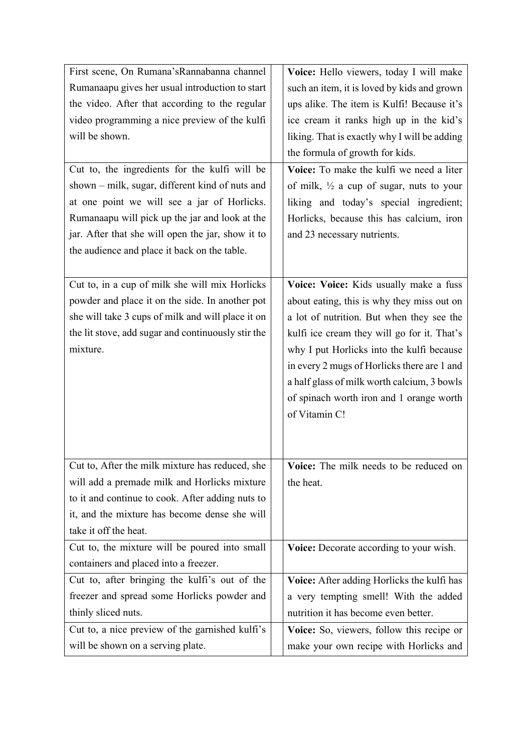| | | |
|---|---|---|
| First scene, On Rumana'sRannabanna channel Rumanaapu gives her usual introduction to start the video. After that according to the regular video programming a nice preview of the kulfi will be shown. | | **Voice:** Hello viewers, today I will make such an item, it is loved by kids and grown ups alike. The item is Kulfi! Because it's ice cream it ranks high up in the kid's liking. That is exactly why I will be adding the formula of growth for kids. |
| Cut to, the ingredients for the kulfi will be shown – milk, sugar, different kind of nuts and at one point we will see a jar of Horlicks. Rumanaapu will pick up the jar and look at the jar. After that she will open the jar, show it to the audience and place it back on the table. | | **Voice:** To make the kulfi we need a liter of milk, ½ a cup of sugar, nuts to your liking and today's special ingredient; Horlicks, because this has calcium, iron and 23 necessary nutrients. |
| Cut to, in a cup of milk she will mix Horlicks powder and place it on the side. In another pot she will take 3 cups of milk and will place it on the lit stove, add sugar and continuously stir the mixture. | | **Voice: Voice:** Kids usually make a fuss about eating, this is why they miss out on a lot of nutrition. But when they see the kulfi ice cream they will go for it. That's why I put Horlicks into the kulfi because in every 2 mugs of Horlicks there are 1 and a half glass of milk worth calcium, 3 bowls of spinach worth iron and 1 orange worth of Vitamin C! |
| Cut to, After the milk mixture has reduced, she will add a premade milk and Horlicks mixture to it and continue to cook. After adding nuts to it, and the mixture has become dense she will take it off the heat. | | **Voice:** The milk needs to be reduced on the heat. |
| Cut to, the mixture will be poured into small containers and placed into a freezer. | | **Voice:** Decorate according to your wish. |
| Cut to, after bringing the kulfi's out of the freezer and spread some Horlicks powder and thinly sliced nuts. | | **Voice:** After adding Horlicks the kulfi has a very tempting smell! With the added nutrition it has become even better. |
| Cut to, a nice preview of the garnished kulfi's will be shown on a serving plate. | | **Voice:** So, viewers, follow this recipe or make your own recipe with Horlicks and |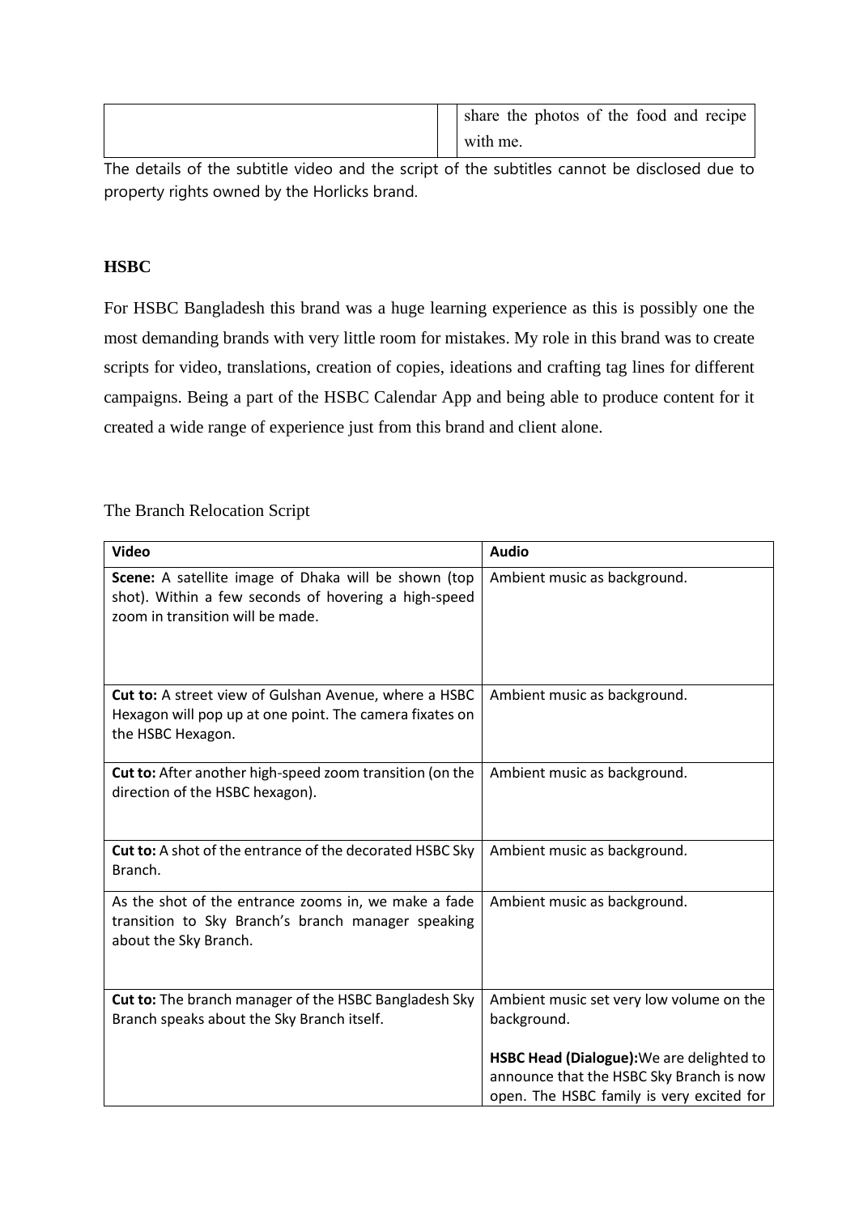| | | share the photos of the food and recipe with me. |
|---|---|---|

The details of the subtitle video and the script of the subtitles cannot be disclosed due to property rights owned by the Horlicks brand.

**HSBC**

For HSBC Bangladesh this brand was a huge learning experience as this is possibly one the most demanding brands with very little room for mistakes. My role in this brand was to create scripts for video, translations, creation of copies, ideations and crafting tag lines for different campaigns. Being a part of the HSBC Calendar App and being able to produce content for it created a wide range of experience just from this brand and client alone.

The Branch Relocation Script

| **Video** | **Audio** |
|---|---|
| **Scene:** A satellite image of Dhaka will be shown (top shot). Within a few seconds of hovering a high-speed zoom in transition will be made. | Ambient music as background. |
| **Cut to:** A street view of Gulshan Avenue, where a HSBC Hexagon will pop up at one point. The camera fixates on the HSBC Hexagon. | Ambient music as background. |
| **Cut to:** After another high-speed zoom transition (on the direction of the HSBC hexagon). | Ambient music as background. |
| **Cut to:** A shot of the entrance of the decorated HSBC Sky Branch. | Ambient music as background. |
| As the shot of the entrance zooms in, we make a fade transition to Sky Branch's branch manager speaking about the Sky Branch. | Ambient music as background. |
| **Cut to:** The branch manager of the HSBC Bangladesh Sky Branch speaks about the Sky Branch itself. | Ambient music set very low volume on the background.<br><br>**HSBC Head (Dialogue):** We are delighted to announce that the HSBC Sky Branch is now open. The HSBC family is very excited for |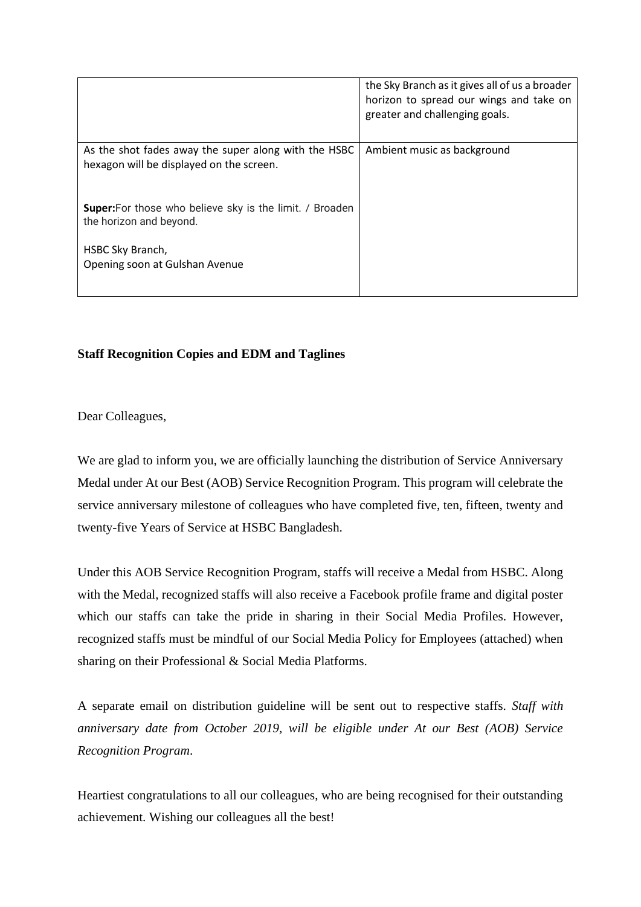|  |  |
| --- | --- |
|  | the Sky Branch as it gives all of us a broader horizon to spread our wings and take on greater and challenging goals. |
| As the shot fades away the super along with the HSBC hexagon will be displayed on the screen.<br><br>**Super:**For those who believe sky is the limit. / Broaden the horizon and beyond.<br><br>HSBC Sky Branch,<br>Opening soon at Gulshan Avenue | Ambient music as background |

**Staff Recognition Copies and EDM and Taglines**

Dear Colleagues,

We are glad to inform you, we are officially launching the distribution of Service Anniversary Medal under At our Best (AOB) Service Recognition Program. This program will celebrate the service anniversary milestone of colleagues who have completed five, ten, fifteen, twenty and twenty-five Years of Service at HSBC Bangladesh.

Under this AOB Service Recognition Program, staffs will receive a Medal from HSBC. Along with the Medal, recognized staffs will also receive a Facebook profile frame and digital poster which our staffs can take the pride in sharing in their Social Media Profiles. However, recognized staffs must be mindful of our Social Media Policy for Employees (attached) when sharing on their Professional & Social Media Platforms.

A separate email on distribution guideline will be sent out to respective staffs. *Staff with anniversary date from October 2019, will be eligible under At our Best (AOB) Service Recognition Program*.

Heartiest congratulations to all our colleagues, who are being recognised for their outstanding achievement. Wishing our colleagues all the best!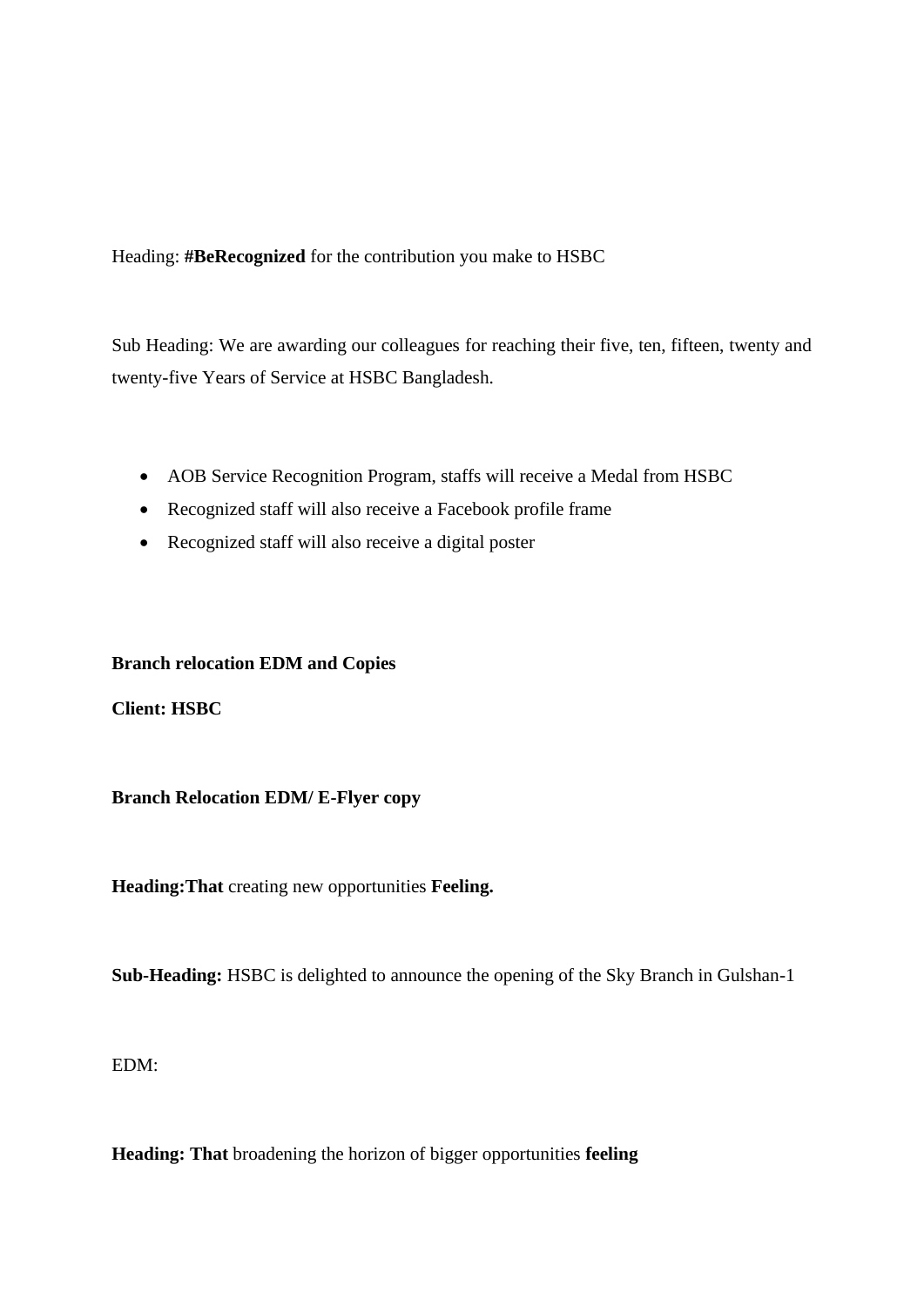Heading: **#BeRecognized** for the contribution you make to HSBC

Sub Heading: We are awarding our colleagues for reaching their five, ten, fifteen, twenty and twenty-five Years of Service at HSBC Bangladesh.

- AOB Service Recognition Program, staffs will receive a Medal from HSBC
- Recognized staff will also receive a Facebook profile frame
- Recognized staff will also receive a digital poster

**Branch relocation EDM and Copies**

**Client: HSBC**

**Branch Relocation EDM/ E-Flyer copy**

**Heading:That** creating new opportunities **Feeling.**

**Sub-Heading:** HSBC is delighted to announce the opening of the Sky Branch in Gulshan-1

EDM:

**Heading: That** broadening the horizon of bigger opportunities **feeling**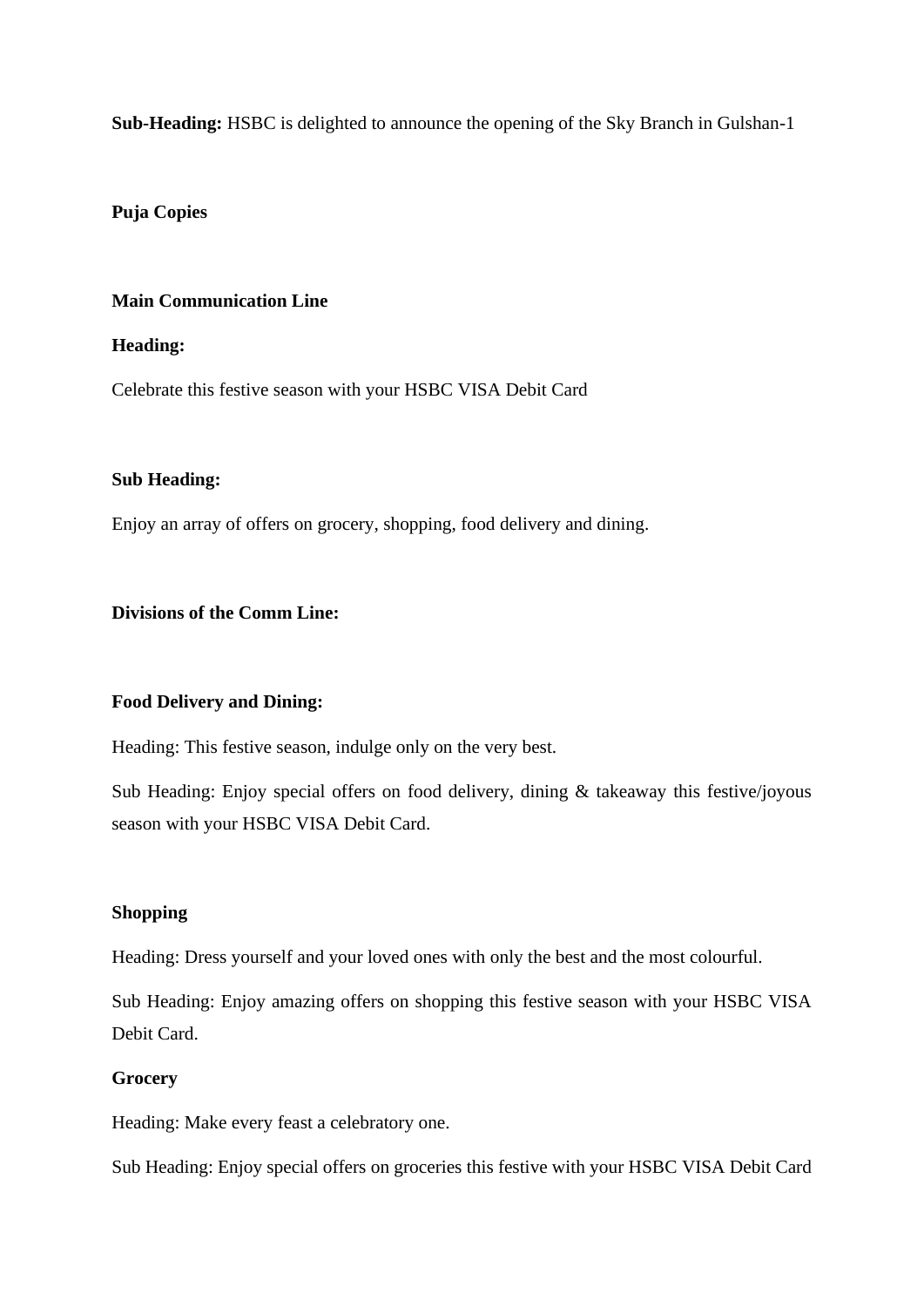**Sub-Heading:** HSBC is delighted to announce the opening of the Sky Branch in Gulshan-1

**Puja Copies**

**Main Communication Line**

**Heading:**

Celebrate this festive season with your HSBC VISA Debit Card

**Sub Heading:**

Enjoy an array of offers on grocery, shopping, food delivery and dining.

**Divisions of the Comm Line:**

**Food Delivery and Dining:**

Heading: This festive season, indulge only on the very best.

Sub Heading: Enjoy special offers on food delivery, dining & takeaway this festive/joyous season with your HSBC VISA Debit Card.

**Shopping**

Heading: Dress yourself and your loved ones with only the best and the most colourful.

Sub Heading: Enjoy amazing offers on shopping this festive season with your HSBC VISA Debit Card.

**Grocery**

Heading: Make every feast a celebratory one.

Sub Heading: Enjoy special offers on groceries this festive with your HSBC VISA Debit Card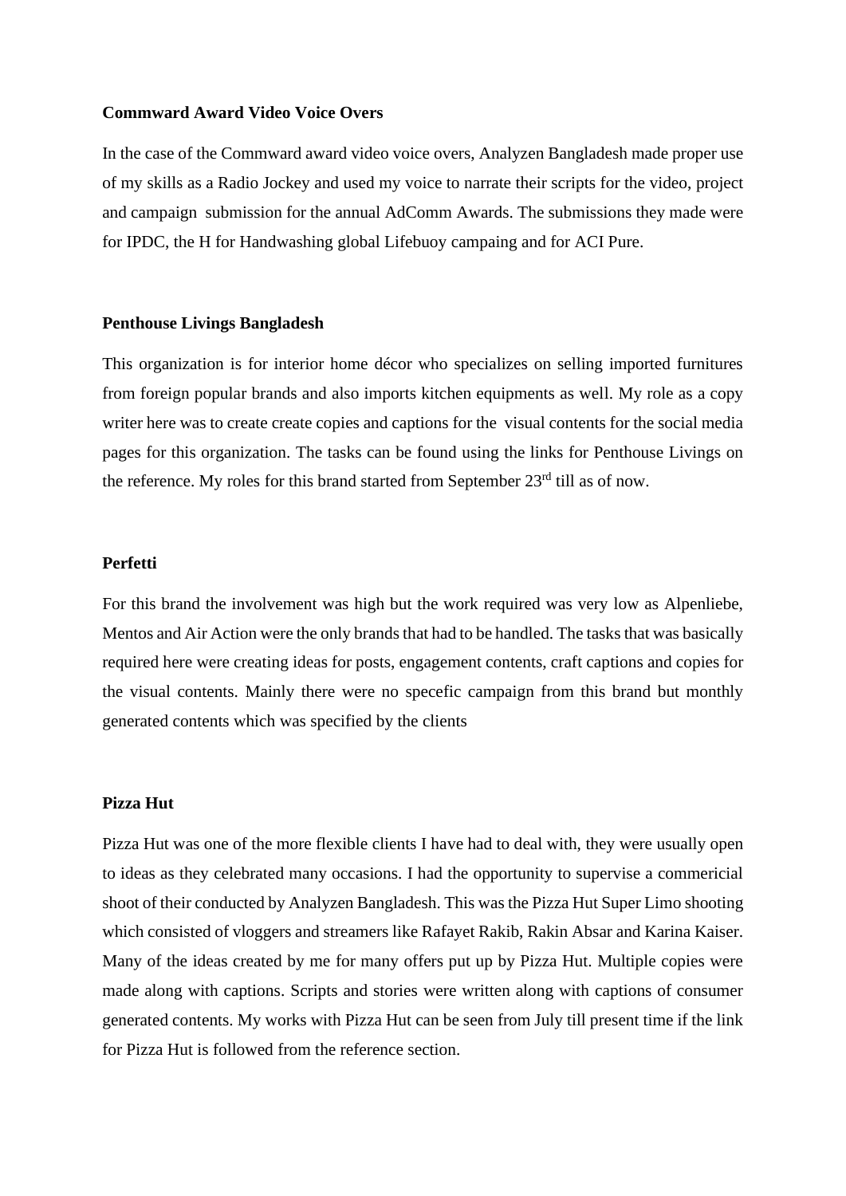**Commward Award Video Voice Overs**

In the case of the Commward award video voice overs, Analyzen Bangladesh made proper use of my skills as a Radio Jockey and used my voice to narrate their scripts for the video, project and campaign submission for the annual AdComm Awards. The submissions they made were for IPDC, the H for Handwashing global Lifebuoy campaing and for ACI Pure.

**Penthouse Livings Bangladesh**

This organization is for interior home décor who specializes on selling imported furnitures from foreign popular brands and also imports kitchen equipments as well. My role as a copy writer here was to create create copies and captions for the visual contents for the social media pages for this organization. The tasks can be found using the links for Penthouse Livings on the reference. My roles for this brand started from September 23rd till as of now.

**Perfetti**

For this brand the involvement was high but the work required was very low as Alpenliebe, Mentos and Air Action were the only brands that had to be handled. The tasks that was basically required here were creating ideas for posts, engagement contents, craft captions and copies for the visual contents. Mainly there were no specefic campaign from this brand but monthly generated contents which was specified by the clients

**Pizza Hut**

Pizza Hut was one of the more flexible clients I have had to deal with, they were usually open to ideas as they celebrated many occasions. I had the opportunity to supervise a commericial shoot of their conducted by Analyzen Bangladesh. This was the Pizza Hut Super Limo shooting which consisted of vloggers and streamers like Rafayet Rakib, Rakin Absar and Karina Kaiser. Many of the ideas created by me for many offers put up by Pizza Hut. Multiple copies were made along with captions. Scripts and stories were written along with captions of consumer generated contents. My works with Pizza Hut can be seen from July till present time if the link for Pizza Hut is followed from the reference section.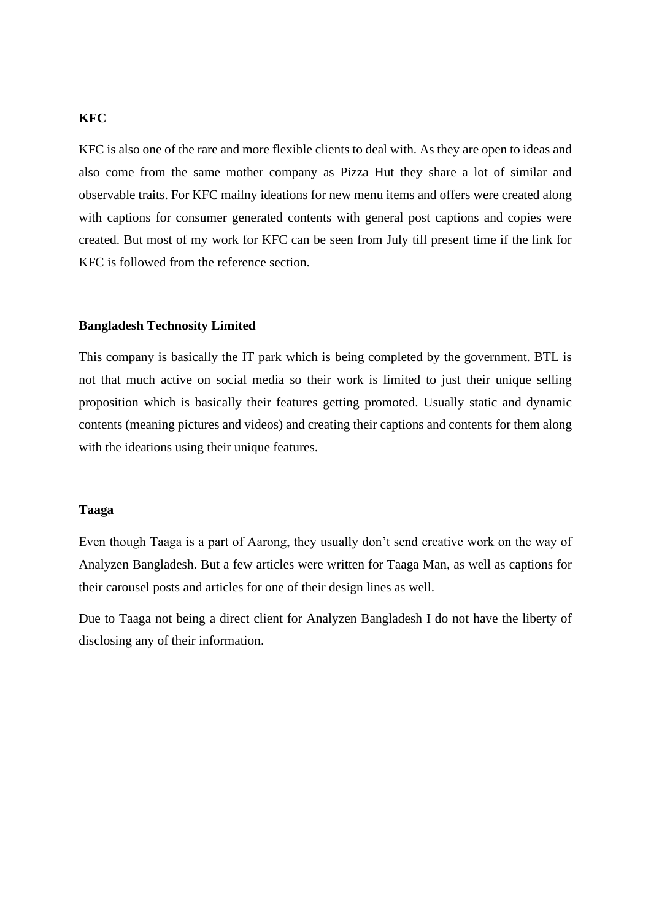**KFC**

KFC is also one of the rare and more flexible clients to deal with. As they are open to ideas and also come from the same mother company as Pizza Hut they share a lot of similar and observable traits. For KFC mailny ideations for new menu items and offers were created along with captions for consumer generated contents with general post captions and copies were created. But most of my work for KFC can be seen from July till present time if the link for KFC is followed from the reference section.

**Bangladesh Technosity Limited**

This company is basically the IT park which is being completed by the government. BTL is not that much active on social media so their work is limited to just their unique selling proposition which is basically their features getting promoted. Usually static and dynamic contents (meaning pictures and videos) and creating their captions and contents for them along with the ideations using their unique features.

**Taaga**

Even though Taaga is a part of Aarong, they usually don't send creative work on the way of Analyzen Bangladesh. But a few articles were written for Taaga Man, as well as captions for their carousel posts and articles for one of their design lines as well.

Due to Taaga not being a direct client for Analyzen Bangladesh I do not have the liberty of disclosing any of their information.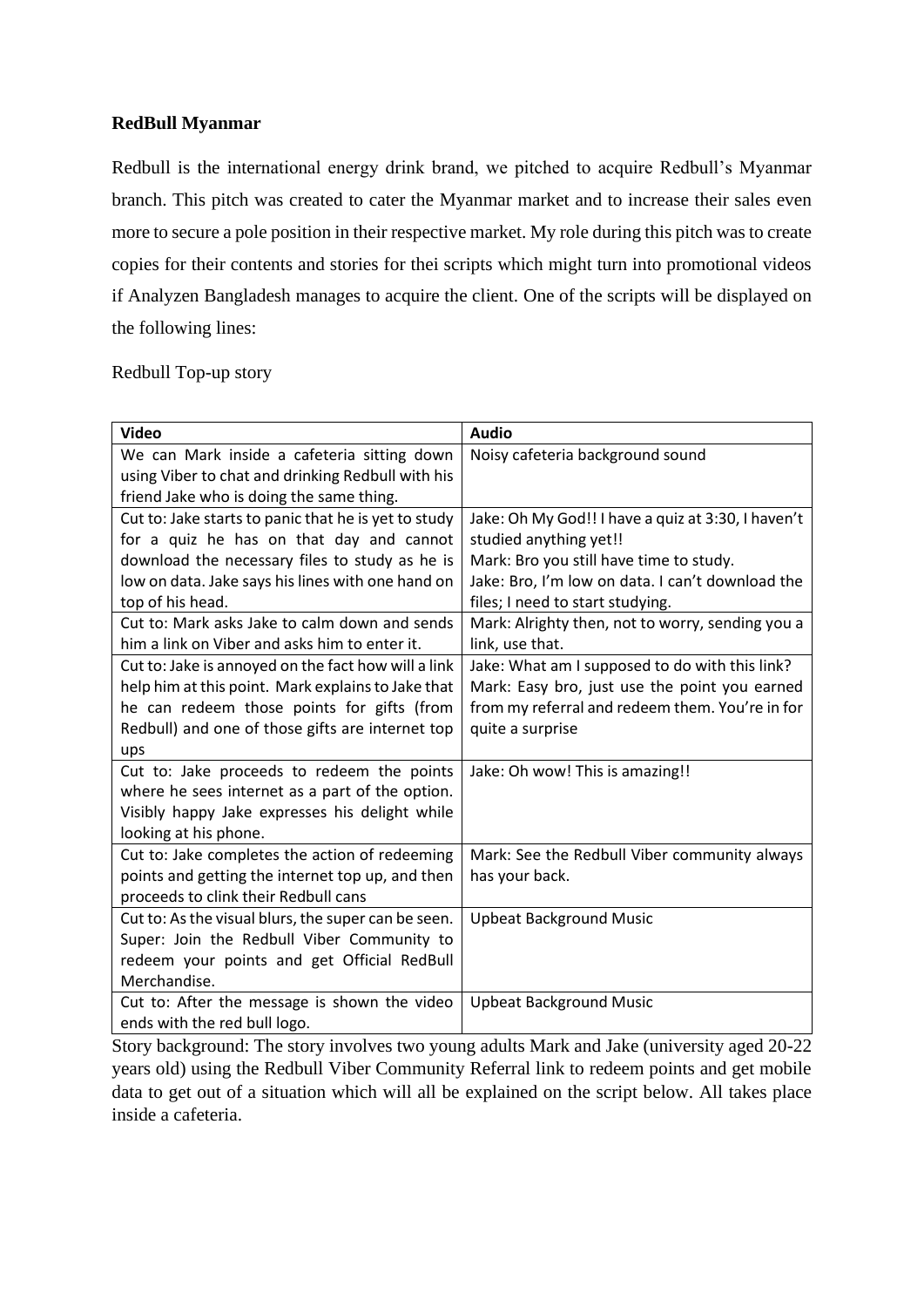**RedBull Myanmar**

Redbull is the international energy drink brand, we pitched to acquire Redbull's Myanmar branch. This pitch was created to cater the Myanmar market and to increase their sales even more to secure a pole position in their respective market. My role during this pitch was to create copies for their contents and stories for thei scripts which might turn into promotional videos if Analyzen Bangladesh manages to acquire the client. One of the scripts will be displayed on the following lines:

Redbull Top-up story

| **Video** | **Audio** |
|---|---|
| We can Mark inside a cafeteria sitting down using Viber to chat and drinking Redbull with his friend Jake who is doing the same thing. | Noisy cafeteria background sound |
| Cut to: Jake starts to panic that he is yet to study for a quiz he has on that day and cannot download the necessary files to study as he is low on data. Jake says his lines with one hand on top of his head. | Jake: Oh My God!! I have a quiz at 3:30, I haven't studied anything yet!!<br>Mark: Bro you still have time to study.<br>Jake: Bro, I'm low on data. I can't download the files; I need to start studying. |
| Cut to: Mark asks Jake to calm down and sends him a link on Viber and asks him to enter it. | Mark: Alrighty then, not to worry, sending you a link, use that. |
| Cut to: Jake is annoyed on the fact how will a link help him at this point. Mark explains to Jake that he can redeem those points for gifts (from Redbull) and one of those gifts are internet top ups | Jake: What am I supposed to do with this link?<br>Mark: Easy bro, just use the point you earned from my referral and redeem them. You're in for quite a surprise |
| Cut to: Jake proceeds to redeem the points where he sees internet as a part of the option. Visibly happy Jake expresses his delight while looking at his phone. | Jake: Oh wow! This is amazing!! |
| Cut to: Jake completes the action of redeeming points and getting the internet top up, and then proceeds to clink their Redbull cans | Mark: See the Redbull Viber community always has your back. |
| Cut to: As the visual blurs, the super can be seen. Super: Join the Redbull Viber Community to redeem your points and get Official RedBull Merchandise. | Upbeat Background Music |
| Cut to: After the message is shown the video ends with the red bull logo. | Upbeat Background Music |

Story background: The story involves two young adults Mark and Jake (university aged 20-22 years old) using the Redbull Viber Community Referral link to redeem points and get mobile data to get out of a situation which will all be explained on the script below. All takes place inside a cafeteria.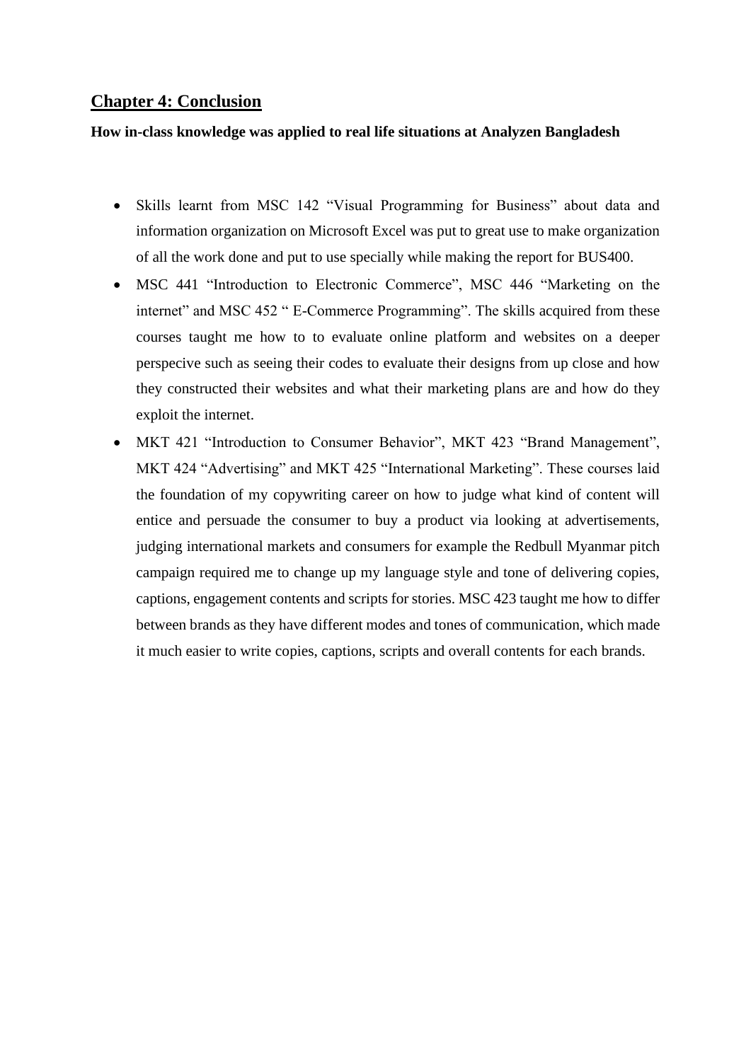## Chapter 4: Conclusion

**How in-class knowledge was applied to real life situations at Analyzen Bangladesh**

- Skills learnt from MSC 142 "Visual Programming for Business" about data and information organization on Microsoft Excel was put to great use to make organization of all the work done and put to use specially while making the report for BUS400.
- MSC 441 "Introduction to Electronic Commerce", MSC 446 "Marketing on the internet" and MSC 452 " E-Commerce Programming". The skills acquired from these courses taught me how to to evaluate online platform and websites on a deeper perspecive such as seeing their codes to evaluate their designs from up close and how they constructed their websites and what their marketing plans are and how do they exploit the internet.
- MKT 421 "Introduction to Consumer Behavior", MKT 423 "Brand Management", MKT 424 "Advertising" and MKT 425 "International Marketing". These courses laid the foundation of my copywriting career on how to judge what kind of content will entice and persuade the consumer to buy a product via looking at advertisements, judging international markets and consumers for example the Redbull Myanmar pitch campaign required me to change up my language style and tone of delivering copies, captions, engagement contents and scripts for stories. MSC 423 taught me how to differ between brands as they have different modes and tones of communication, which made it much easier to write copies, captions, scripts and overall contents for each brands.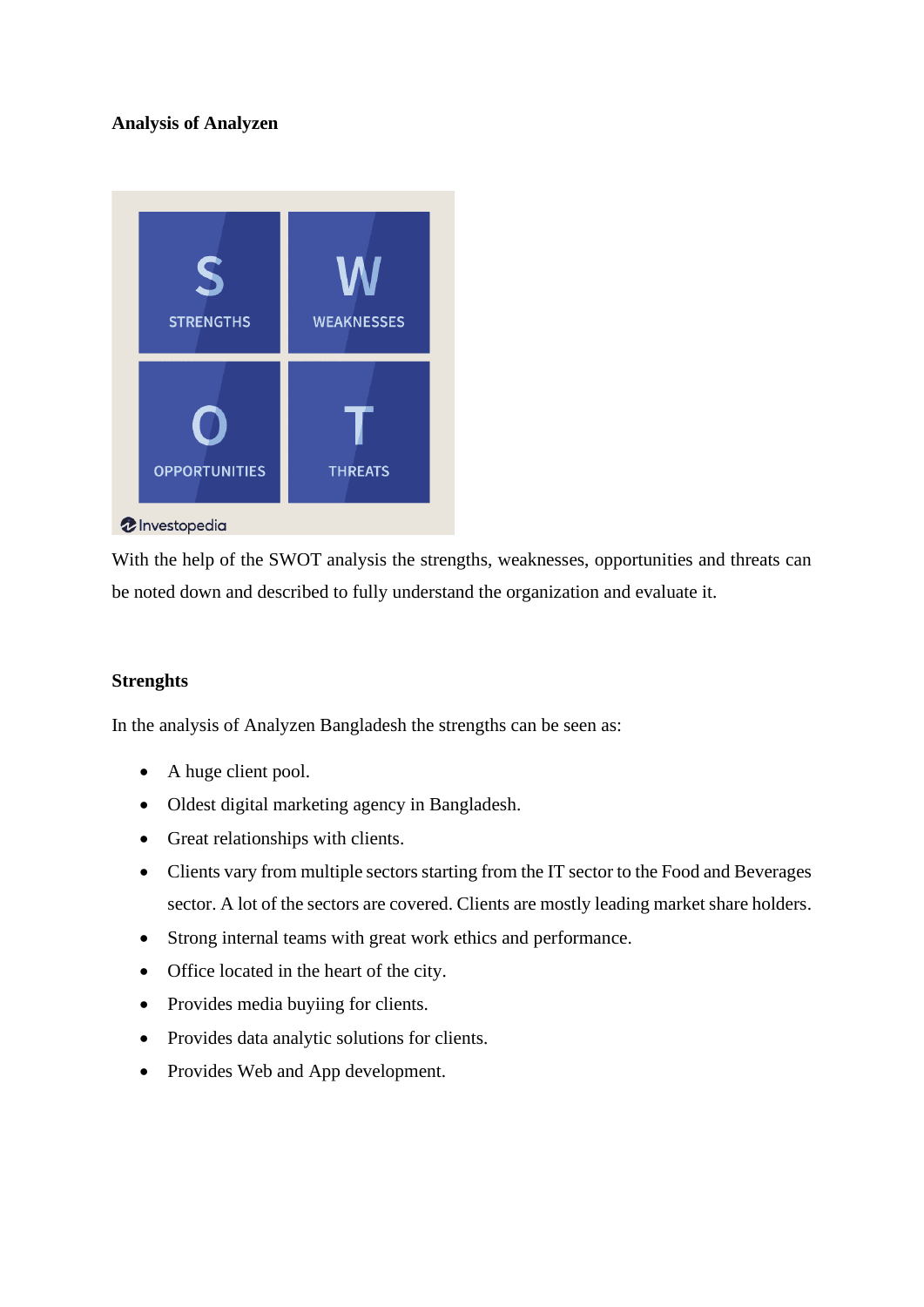**Analysis of Analyzen**

With the help of the SWOT analysis the strengths, weaknesses, opportunities and threats can be noted down and described to fully understand the organization and evaluate it.

**Strenghts**

In the analysis of Analyzen Bangladesh the strengths can be seen as:

- A huge client pool.
- Oldest digital marketing agency in Bangladesh.
- Great relationships with clients.
- Clients vary from multiple sectors starting from the IT sector to the Food and Beverages sector. A lot of the sectors are covered. Clients are mostly leading market share holders.
- Strong internal teams with great work ethics and performance.
- Office located in the heart of the city.
- Provides media buyiing for clients.
- Provides data analytic solutions for clients.
- Provides Web and App development.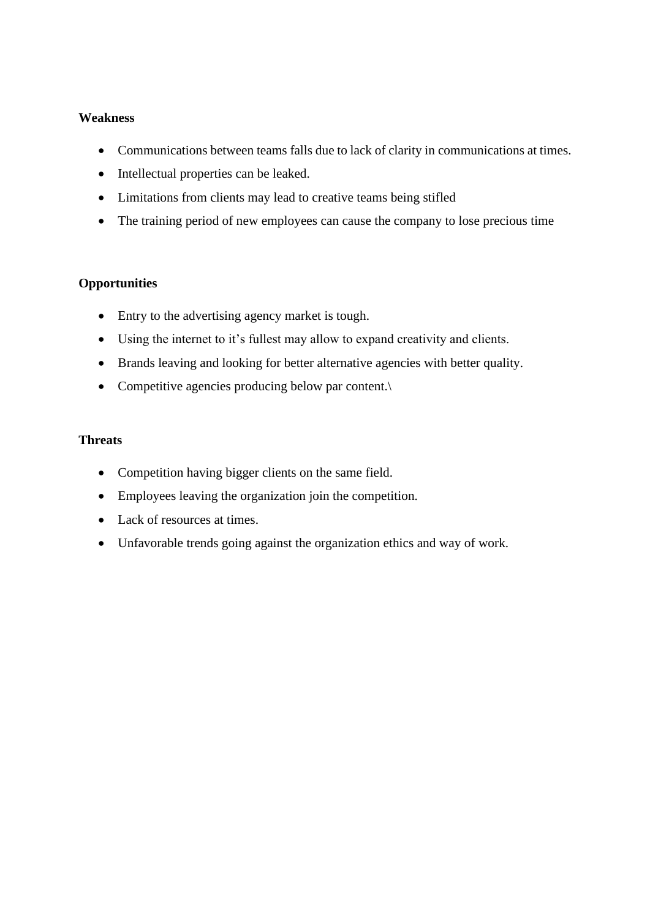**Weakness**

- Communications between teams falls due to lack of clarity in communications at times.
- Intellectual properties can be leaked.
- Limitations from clients may lead to creative teams being stifled
- The training period of new employees can cause the company to lose precious time

**Opportunities**

- Entry to the advertising agency market is tough.
- Using the internet to it's fullest may allow to expand creativity and clients.
- Brands leaving and looking for better alternative agencies with better quality.
- Competitive agencies producing below par content.\

**Threats**

- Competition having bigger clients on the same field.
- Employees leaving the organization join the competition.
- Lack of resources at times.
- Unfavorable trends going against the organization ethics and way of work.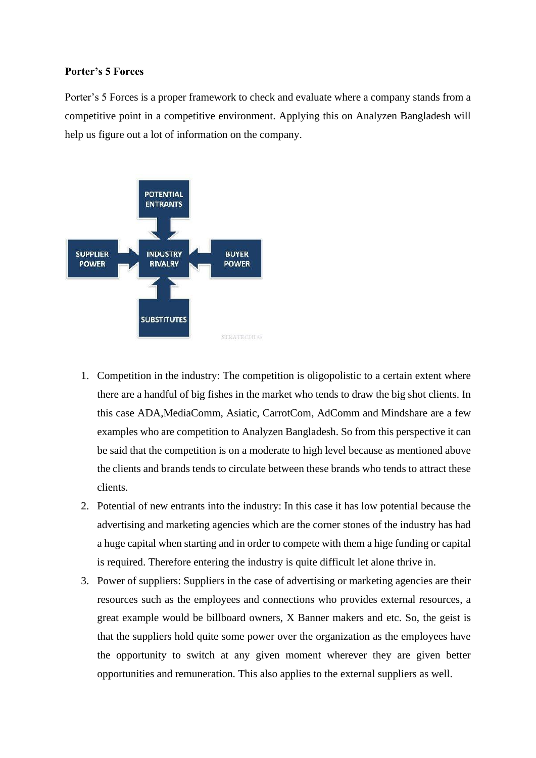**Porter's 5 Forces**

Porter's 5 Forces is a proper framework to check and evaluate where a company stands from a competitive point in a competitive environment. Applying this on Analyzen Bangladesh will help us figure out a lot of information on the company.

1. Competition in the industry: The competition is oligopolistic to a certain extent where there are a handful of big fishes in the market who tends to draw the big shot clients. In this case ADA,MediaComm, Asiatic, CarrotCom, AdComm and Mindshare are a few examples who are competition to Analyzen Bangladesh. So from this perspective it can be said that the competition is on a moderate to high level because as mentioned above the clients and brands tends to circulate between these brands who tends to attract these clients.
2. Potential of new entrants into the industry: In this case it has low potential because the advertising and marketing agencies which are the corner stones of the industry has had a huge capital when starting and in order to compete with them a hige funding or capital is required. Therefore entering the industry is quite difficult let alone thrive in.
3. Power of suppliers: Suppliers in the case of advertising or marketing agencies are their resources such as the employees and connections who provides external resources, a great example would be billboard owners, X Banner makers and etc. So, the geist is that the suppliers hold quite some power over the organization as the employees have the opportunity to switch at any given moment wherever they are given better opportunities and remuneration. This also applies to the external suppliers as well.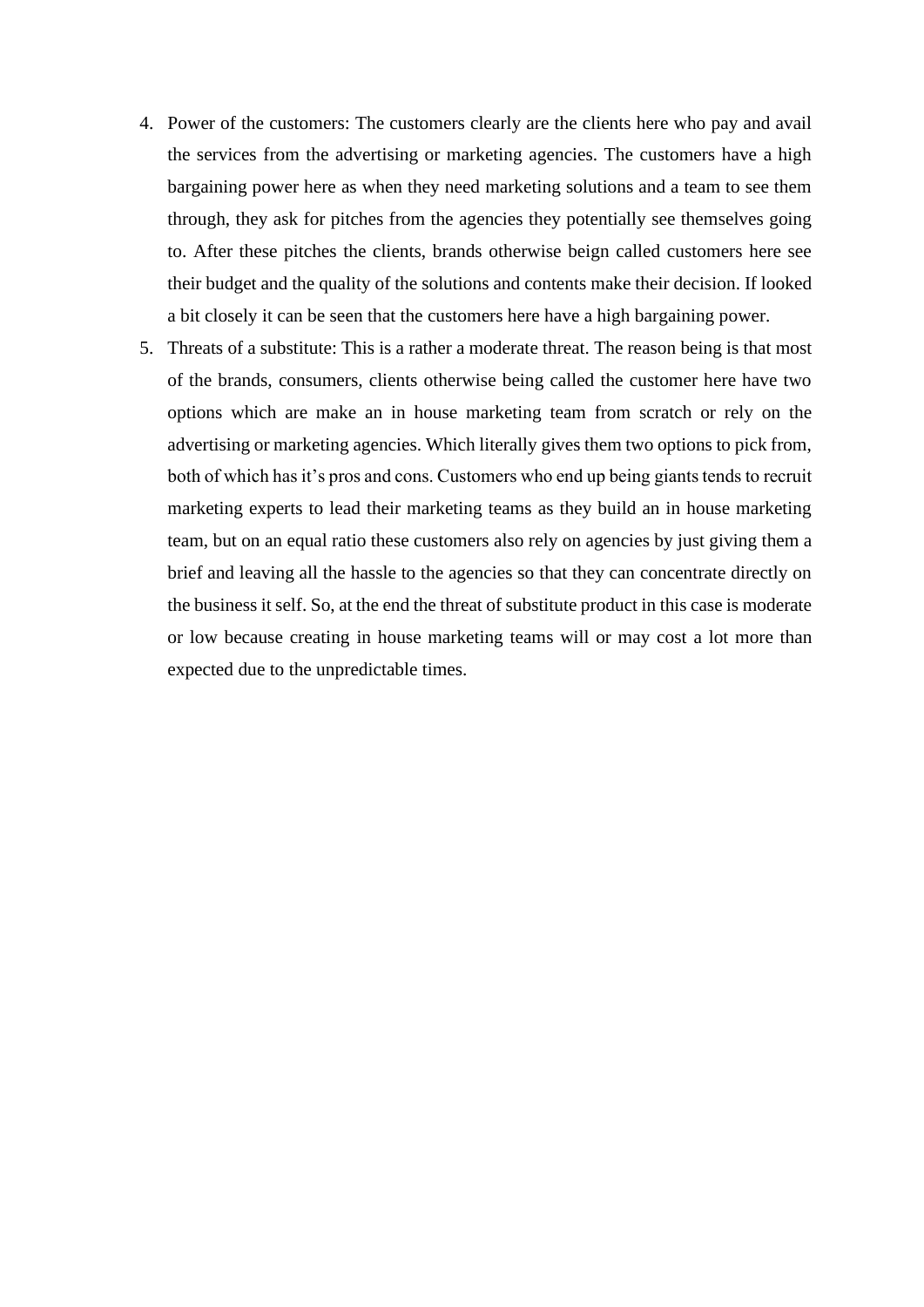4. Power of the customers: The customers clearly are the clients here who pay and avail the services from the advertising or marketing agencies. The customers have a high bargaining power here as when they need marketing solutions and a team to see them through, they ask for pitches from the agencies they potentially see themselves going to. After these pitches the clients, brands otherwise beign called customers here see their budget and the quality of the solutions and contents make their decision. If looked a bit closely it can be seen that the customers here have a high bargaining power.
5. Threats of a substitute: This is a rather a moderate threat. The reason being is that most of the brands, consumers, clients otherwise being called the customer here have two options which are make an in house marketing team from scratch or rely on the advertising or marketing agencies. Which literally gives them two options to pick from, both of which has it's pros and cons. Customers who end up being giants tends to recruit marketing experts to lead their marketing teams as they build an in house marketing team, but on an equal ratio these customers also rely on agencies by just giving them a brief and leaving all the hassle to the agencies so that they can concentrate directly on the business it self. So, at the end the threat of substitute product in this case is moderate or low because creating in house marketing teams will or may cost a lot more than expected due to the unpredictable times.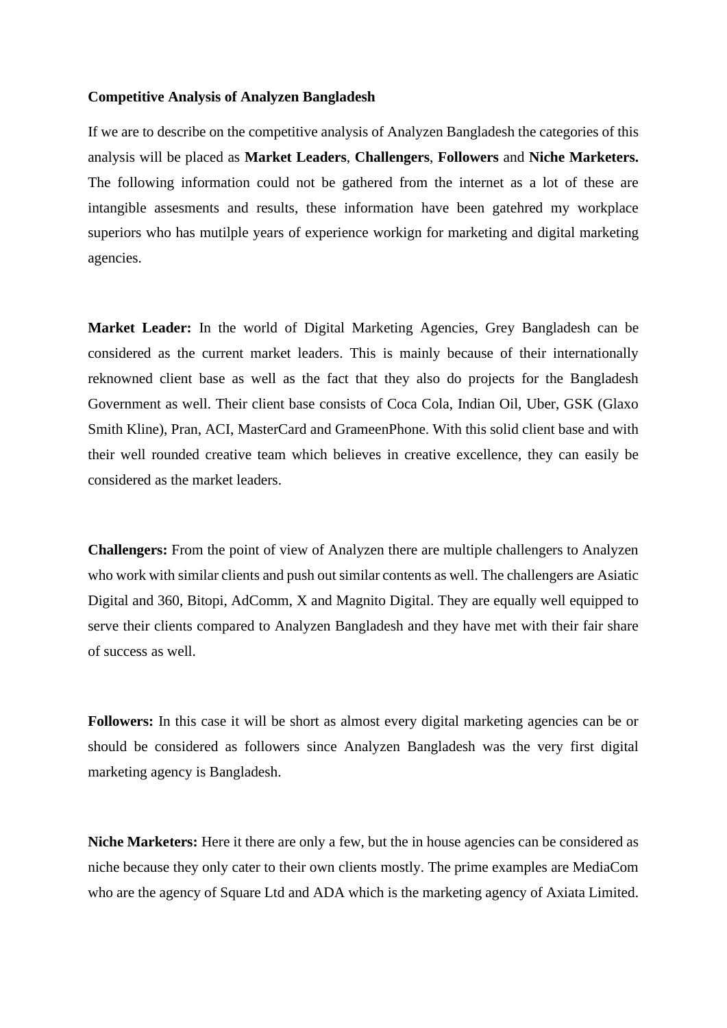**Competitive Analysis of Analyzen Bangladesh**

If we are to describe on the competitive analysis of Analyzen Bangladesh the categories of this analysis will be placed as **Market Leaders**, **Challengers**, **Followers** and **Niche Marketers.** The following information could not be gathered from the internet as a lot of these are intangible assesments and results, these information have been gatehred my workplace superiors who has mutilple years of experience workign for marketing and digital marketing agencies.

**Market Leader:** In the world of Digital Marketing Agencies, Grey Bangladesh can be considered as the current market leaders. This is mainly because of their internationally reknowned client base as well as the fact that they also do projects for the Bangladesh Government as well. Their client base consists of Coca Cola, Indian Oil, Uber, GSK (Glaxo Smith Kline), Pran, ACI, MasterCard and GrameenPhone. With this solid client base and with their well rounded creative team which believes in creative excellence, they can easily be considered as the market leaders.

**Challengers:** From the point of view of Analyzen there are multiple challengers to Analyzen who work with similar clients and push out similar contents as well. The challengers are Asiatic Digital and 360, Bitopi, AdComm, X and Magnito Digital. They are equally well equipped to serve their clients compared to Analyzen Bangladesh and they have met with their fair share of success as well.

**Followers:** In this case it will be short as almost every digital marketing agencies can be or should be considered as followers since Analyzen Bangladesh was the very first digital marketing agency is Bangladesh.

**Niche Marketers:** Here it there are only a few, but the in house agencies can be considered as niche because they only cater to their own clients mostly. The prime examples are MediaCom who are the agency of Square Ltd and ADA which is the marketing agency of Axiata Limited.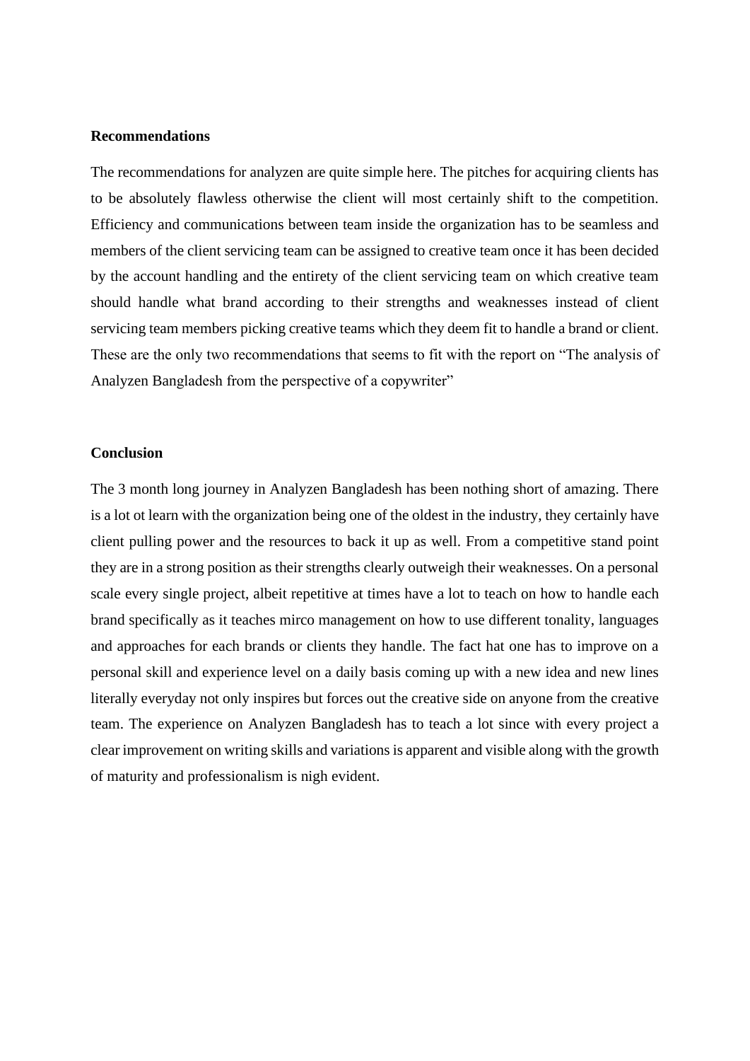**Recommendations**

The recommendations for analyzen are quite simple here. The pitches for acquiring clients has to be absolutely flawless otherwise the client will most certainly shift to the competition. Efficiency and communications between team inside the organization has to be seamless and members of the client servicing team can be assigned to creative team once it has been decided by the account handling and the entirety of the client servicing team on which creative team should handle what brand according to their strengths and weaknesses instead of client servicing team members picking creative teams which they deem fit to handle a brand or client. These are the only two recommendations that seems to fit with the report on "The analysis of Analyzen Bangladesh from the perspective of a copywriter"

**Conclusion**

The 3 month long journey in Analyzen Bangladesh has been nothing short of amazing. There is a lot ot learn with the organization being one of the oldest in the industry, they certainly have client pulling power and the resources to back it up as well. From a competitive stand point they are in a strong position as their strengths clearly outweigh their weaknesses. On a personal scale every single project, albeit repetitive at times have a lot to teach on how to handle each brand specifically as it teaches mirco management on how to use different tonality, languages and approaches for each brands or clients they handle. The fact hat one has to improve on a personal skill and experience level on a daily basis coming up with a new idea and new lines literally everyday not only inspires but forces out the creative side on anyone from the creative team. The experience on Analyzen Bangladesh has to teach a lot since with every project a clear improvement on writing skills and variations is apparent and visible along with the growth of maturity and professionalism is nigh evident.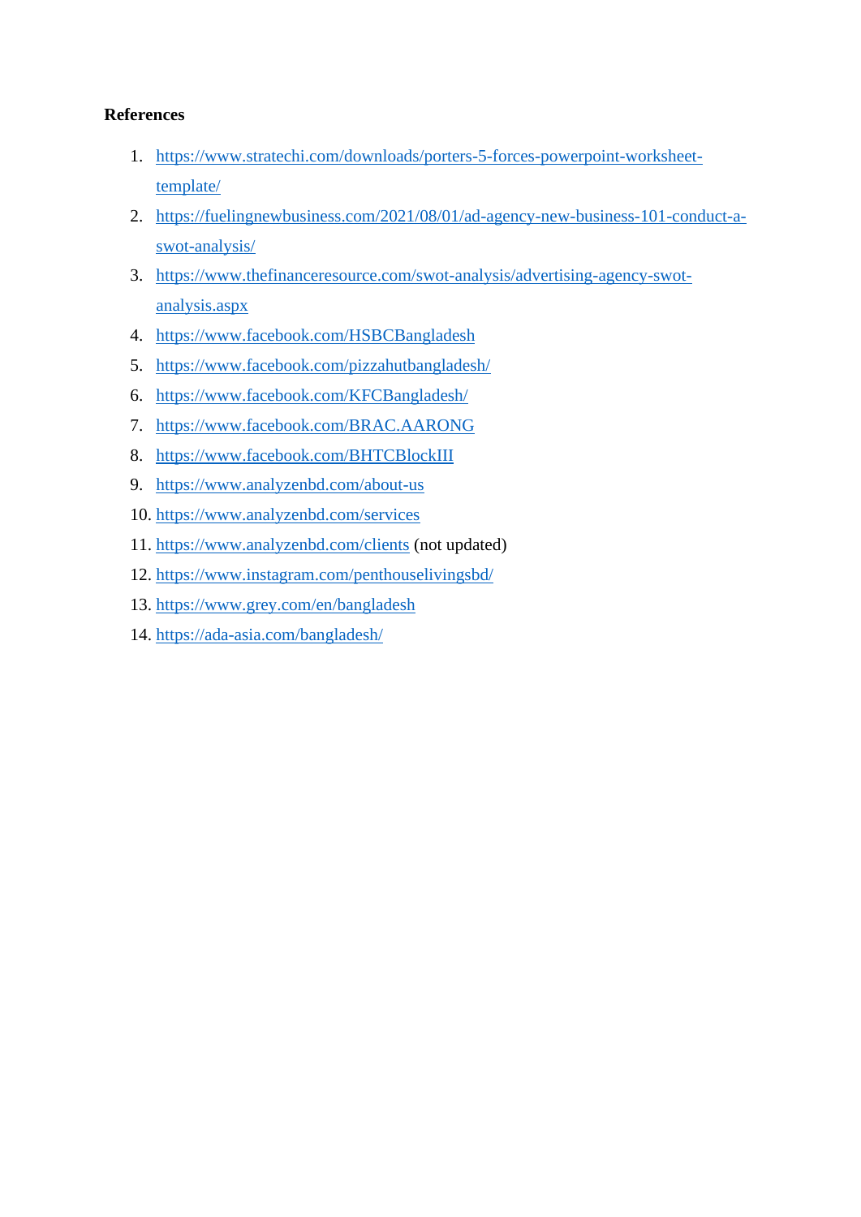**References**

1. https://www.stratechi.com/downloads/porters-5-forces-powerpoint-worksheet-template/
2. https://fuelingnewbusiness.com/2021/08/01/ad-agency-new-business-101-conduct-a-swot-analysis/
3. https://www.thefinanceresource.com/swot-analysis/advertising-agency-swot-analysis.aspx
4. https://www.facebook.com/HSBCBangladesh
5. https://www.facebook.com/pizzahutbangladesh/
6. https://www.facebook.com/KFCBangladesh/
7. https://www.facebook.com/BRAC.AARONG
8. https://www.facebook.com/BHTCBlockIII
9. https://www.analyzenbd.com/about-us
10. https://www.analyzenbd.com/services
11. https://www.analyzenbd.com/clients (not updated)
12. https://www.instagram.com/penthouselivingsbd/
13. https://www.grey.com/en/bangladesh
14. https://ada-asia.com/bangladesh/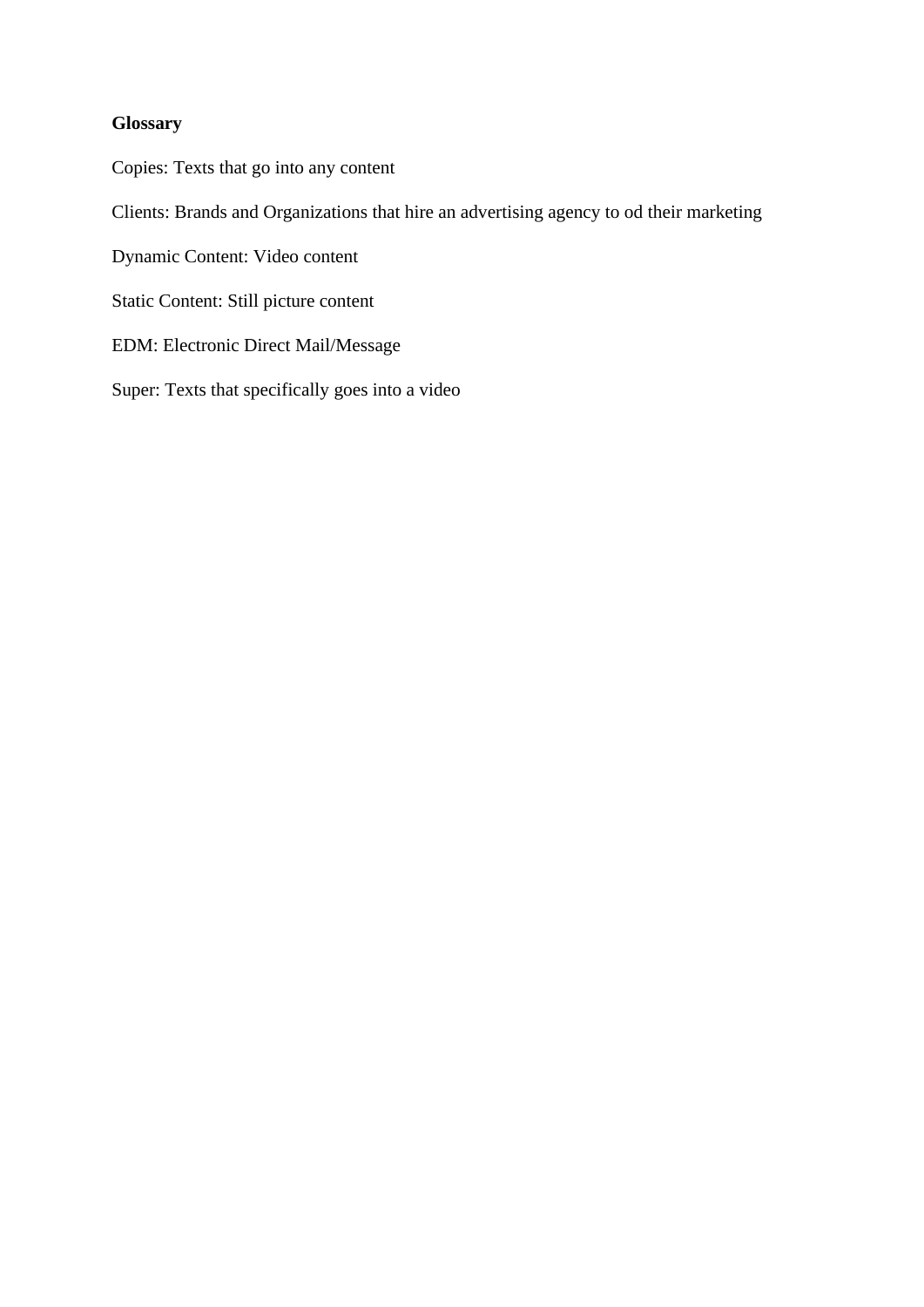**Glossary**

Copies: Texts that go into any content

Clients: Brands and Organizations that hire an advertising agency to od their marketing

Dynamic Content: Video content

Static Content: Still picture content

EDM: Electronic Direct Mail/Message

Super: Texts that specifically goes into a video